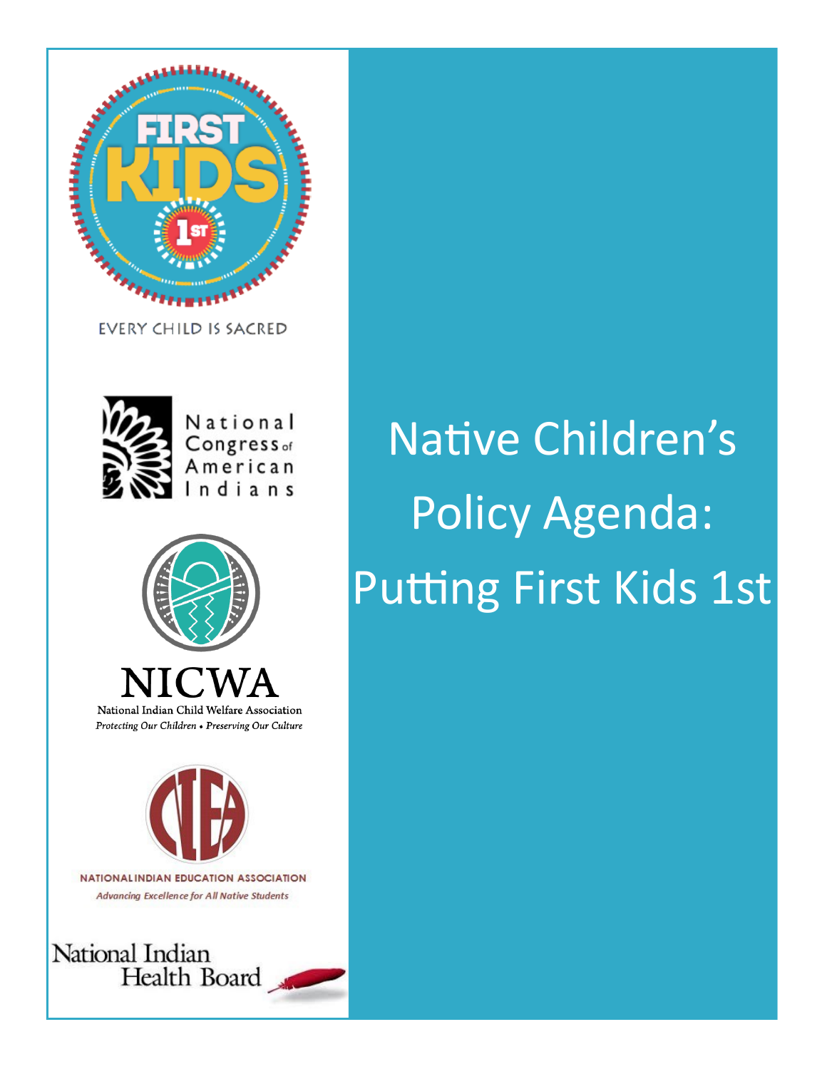FIRST KIDS 1st

EVERY CHILD IS SACRED

National Congress of American Indians

NICWA

National Indian Child Welfare Association

*Protecting Our Children • Preserving Our Culture*

NIEA

NATIONAL INDIAN EDUCATION ASSOCIATION

*Advancing Excellence for All Native Students*

National Indian Health Board

# Native Children's Policy Agenda: Putting First Kids 1st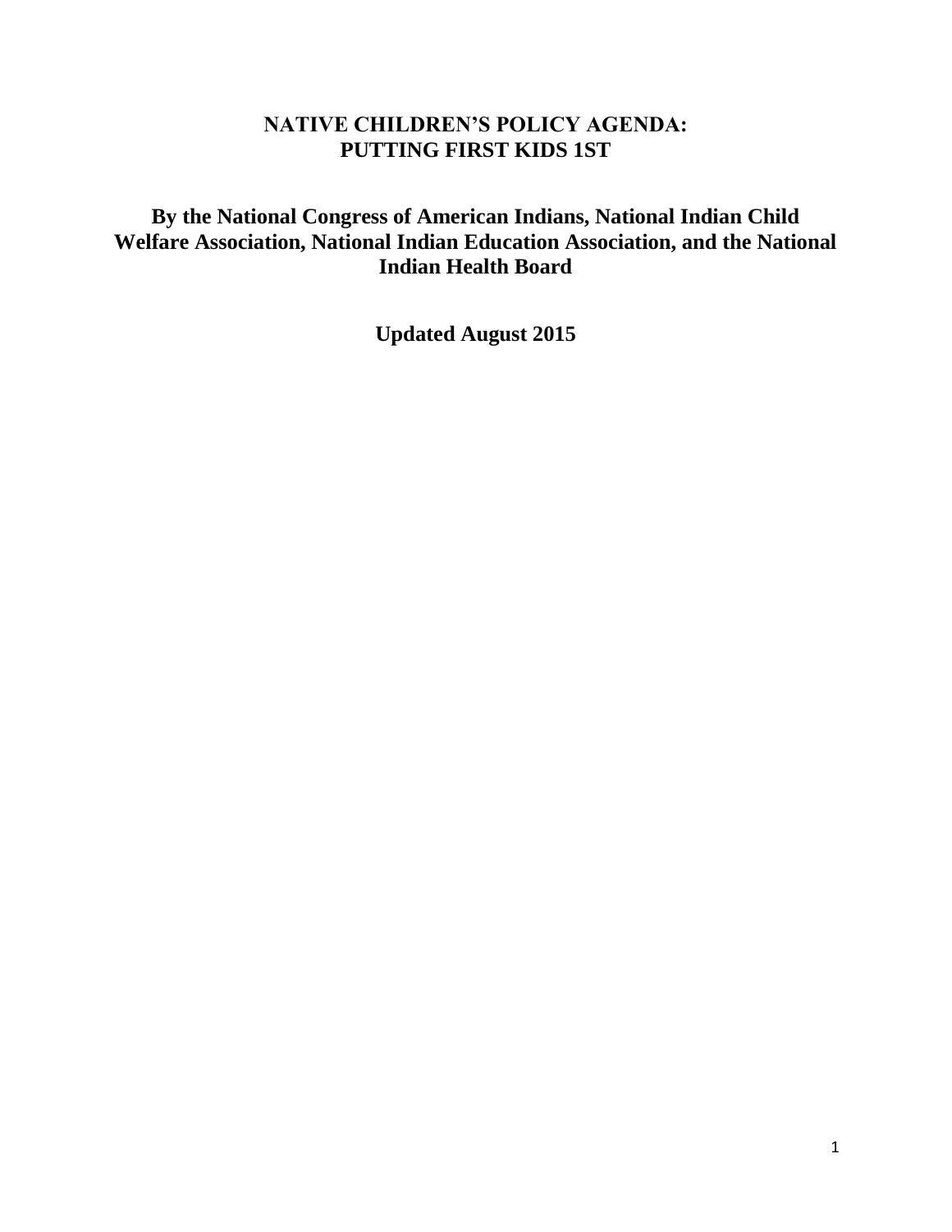# NATIVE CHILDREN'S POLICY AGENDA: PUTTING FIRST KIDS 1ST

## By the National Congress of American Indians, National Indian Child Welfare Association, National Indian Education Association, and the National Indian Health Board

**Updated August 2015**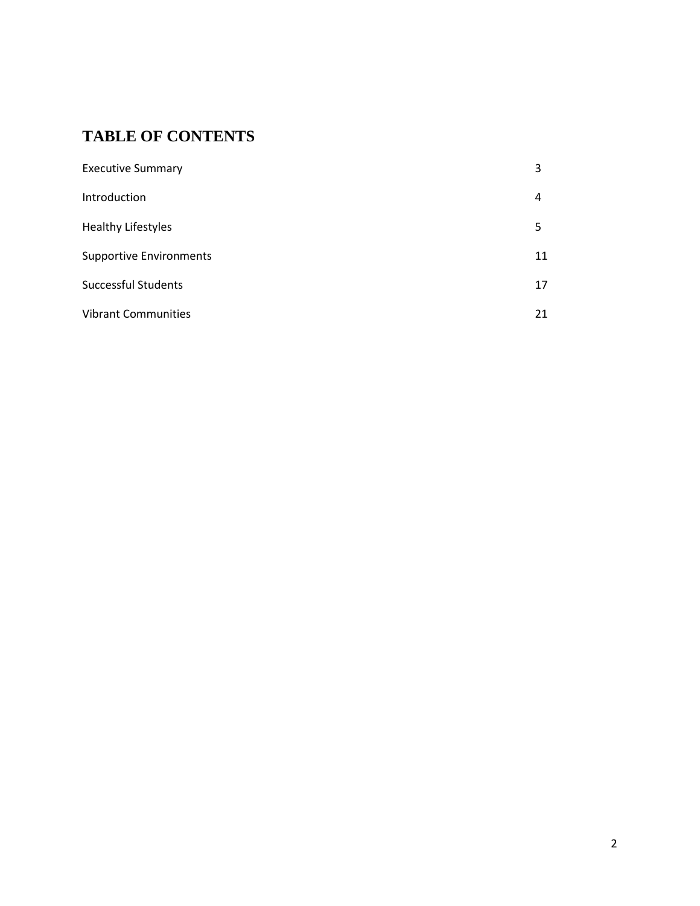# TABLE OF CONTENTS

| | |
|---|---|
| Executive Summary | 3 |
| Introduction | 4 |
| Healthy Lifestyles | 5 |
| Supportive Environments | 11 |
| Successful Students | 17 |
| Vibrant Communities | 21 |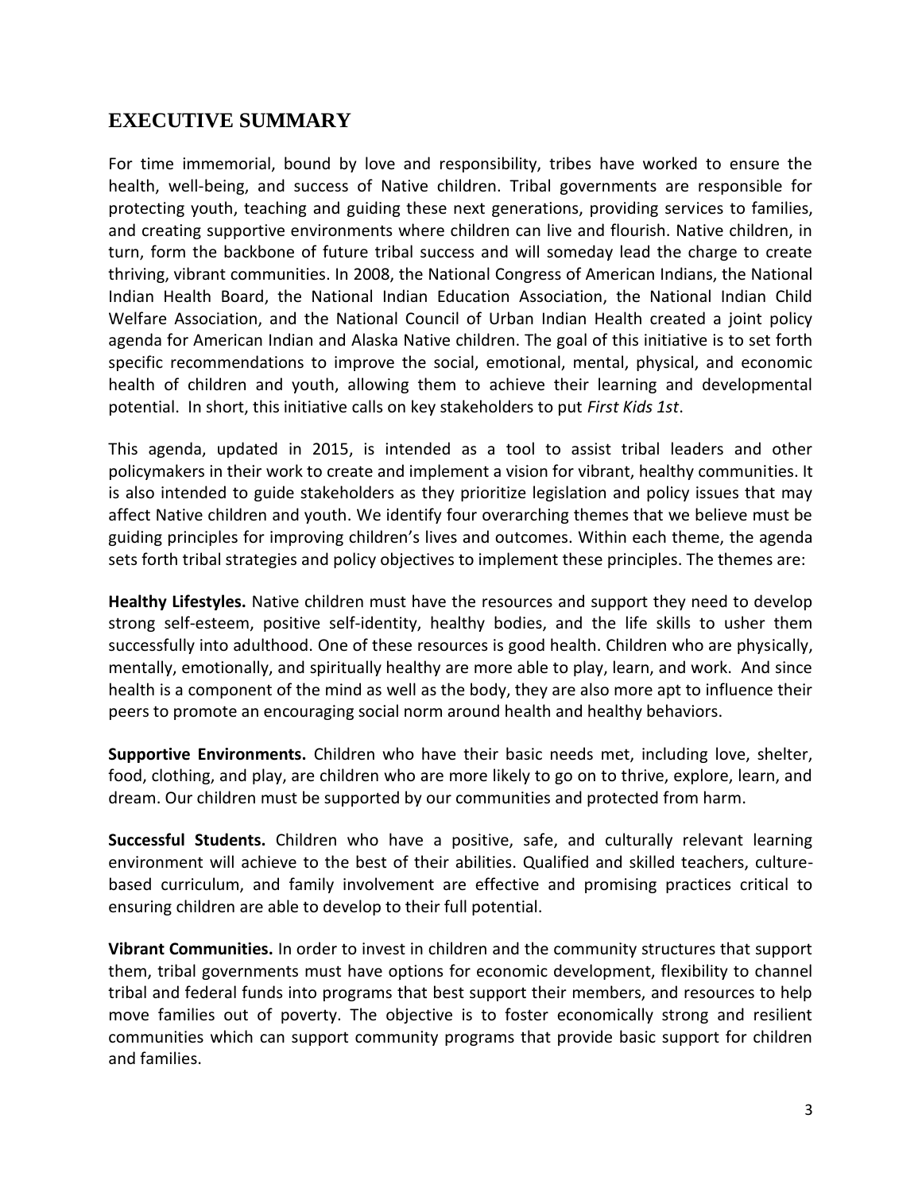## EXECUTIVE SUMMARY

For time immemorial, bound by love and responsibility, tribes have worked to ensure the health, well-being, and success of Native children. Tribal governments are responsible for protecting youth, teaching and guiding these next generations, providing services to families, and creating supportive environments where children can live and flourish. Native children, in turn, form the backbone of future tribal success and will someday lead the charge to create thriving, vibrant communities. In 2008, the National Congress of American Indians, the National Indian Health Board, the National Indian Education Association, the National Indian Child Welfare Association, and the National Council of Urban Indian Health created a joint policy agenda for American Indian and Alaska Native children. The goal of this initiative is to set forth specific recommendations to improve the social, emotional, mental, physical, and economic health of children and youth, allowing them to achieve their learning and developmental potential. In short, this initiative calls on key stakeholders to put *First Kids 1st*.

This agenda, updated in 2015, is intended as a tool to assist tribal leaders and other policymakers in their work to create and implement a vision for vibrant, healthy communities. It is also intended to guide stakeholders as they prioritize legislation and policy issues that may affect Native children and youth. We identify four overarching themes that we believe must be guiding principles for improving children's lives and outcomes. Within each theme, the agenda sets forth tribal strategies and policy objectives to implement these principles. The themes are:

**Healthy Lifestyles.** Native children must have the resources and support they need to develop strong self-esteem, positive self-identity, healthy bodies, and the life skills to usher them successfully into adulthood. One of these resources is good health. Children who are physically, mentally, emotionally, and spiritually healthy are more able to play, learn, and work. And since health is a component of the mind as well as the body, they are also more apt to influence their peers to promote an encouraging social norm around health and healthy behaviors.

**Supportive Environments.** Children who have their basic needs met, including love, shelter, food, clothing, and play, are children who are more likely to go on to thrive, explore, learn, and dream. Our children must be supported by our communities and protected from harm.

**Successful Students.** Children who have a positive, safe, and culturally relevant learning environment will achieve to the best of their abilities. Qualified and skilled teachers, culture-based curriculum, and family involvement are effective and promising practices critical to ensuring children are able to develop to their full potential.

**Vibrant Communities.** In order to invest in children and the community structures that support them, tribal governments must have options for economic development, flexibility to channel tribal and federal funds into programs that best support their members, and resources to help move families out of poverty. The objective is to foster economically strong and resilient communities which can support community programs that provide basic support for children and families.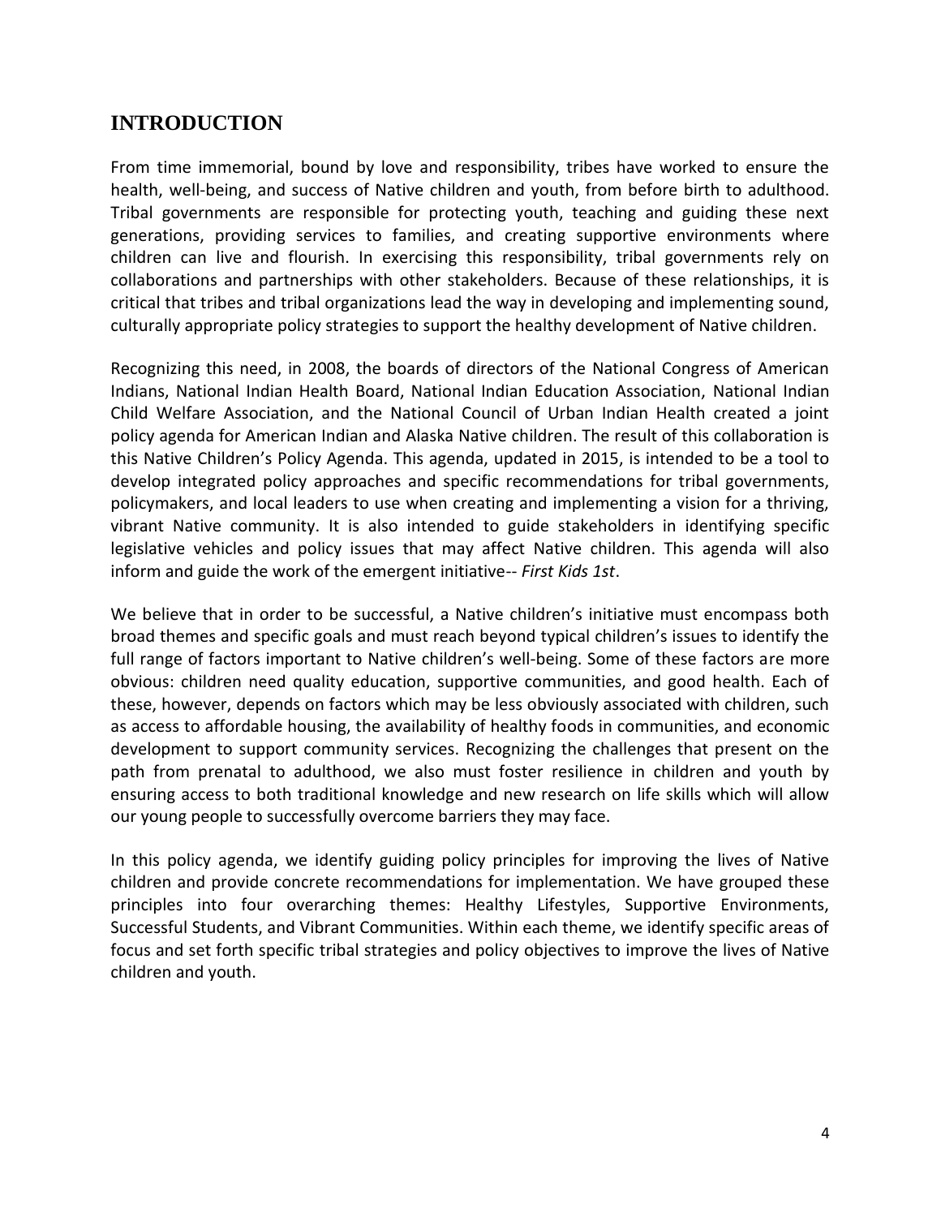## INTRODUCTION

From time immemorial, bound by love and responsibility, tribes have worked to ensure the health, well-being, and success of Native children and youth, from before birth to adulthood. Tribal governments are responsible for protecting youth, teaching and guiding these next generations, providing services to families, and creating supportive environments where children can live and flourish. In exercising this responsibility, tribal governments rely on collaborations and partnerships with other stakeholders. Because of these relationships, it is critical that tribes and tribal organizations lead the way in developing and implementing sound, culturally appropriate policy strategies to support the healthy development of Native children.

Recognizing this need, in 2008, the boards of directors of the National Congress of American Indians, National Indian Health Board, National Indian Education Association, National Indian Child Welfare Association, and the National Council of Urban Indian Health created a joint policy agenda for American Indian and Alaska Native children. The result of this collaboration is this Native Children's Policy Agenda. This agenda, updated in 2015, is intended to be a tool to develop integrated policy approaches and specific recommendations for tribal governments, policymakers, and local leaders to use when creating and implementing a vision for a thriving, vibrant Native community. It is also intended to guide stakeholders in identifying specific legislative vehicles and policy issues that may affect Native children. This agenda will also inform and guide the work of the emergent initiative-- *First Kids 1st*.

We believe that in order to be successful, a Native children's initiative must encompass both broad themes and specific goals and must reach beyond typical children's issues to identify the full range of factors important to Native children's well-being. Some of these factors are more obvious: children need quality education, supportive communities, and good health. Each of these, however, depends on factors which may be less obviously associated with children, such as access to affordable housing, the availability of healthy foods in communities, and economic development to support community services. Recognizing the challenges that present on the path from prenatal to adulthood, we also must foster resilience in children and youth by ensuring access to both traditional knowledge and new research on life skills which will allow our young people to successfully overcome barriers they may face.

In this policy agenda, we identify guiding policy principles for improving the lives of Native children and provide concrete recommendations for implementation. We have grouped these principles into four overarching themes: Healthy Lifestyles, Supportive Environments, Successful Students, and Vibrant Communities. Within each theme, we identify specific areas of focus and set forth specific tribal strategies and policy objectives to improve the lives of Native children and youth.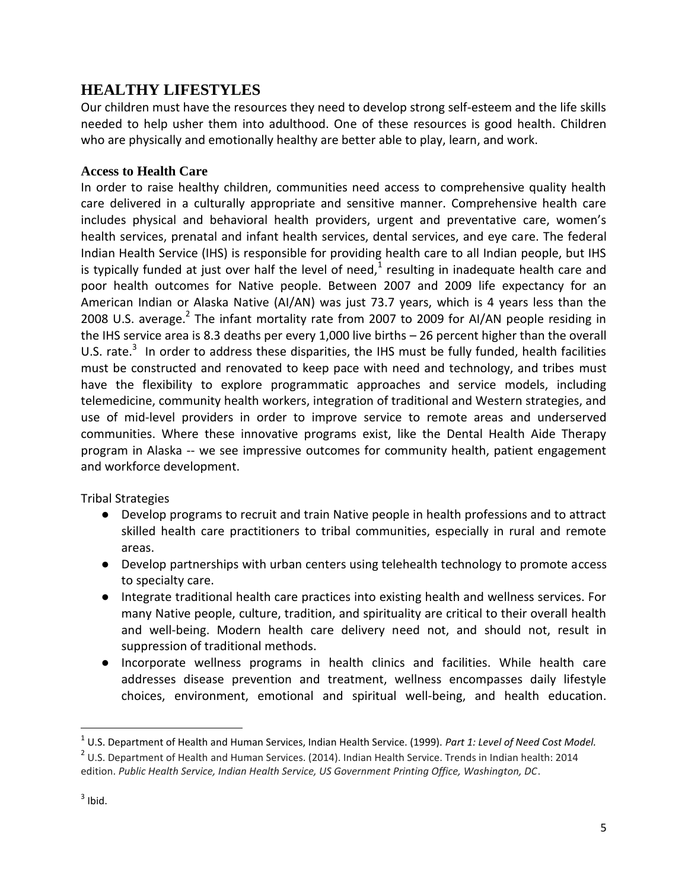## HEALTHY LIFESTYLES

Our children must have the resources they need to develop strong self-esteem and the life skills needed to help usher them into adulthood. One of these resources is good health. Children who are physically and emotionally healthy are better able to play, learn, and work.

### Access to Health Care

In order to raise healthy children, communities need access to comprehensive quality health care delivered in a culturally appropriate and sensitive manner. Comprehensive health care includes physical and behavioral health providers, urgent and preventative care, women's health services, prenatal and infant health services, dental services, and eye care. The federal Indian Health Service (IHS) is responsible for providing health care to all Indian people, but IHS is typically funded at just over half the level of need,[1] resulting in inadequate health care and poor health outcomes for Native people. Between 2007 and 2009 life expectancy for an American Indian or Alaska Native (AI/AN) was just 73.7 years, which is 4 years less than the 2008 U.S. average.[2] The infant mortality rate from 2007 to 2009 for AI/AN people residing in the IHS service area is 8.3 deaths per every 1,000 live births – 26 percent higher than the overall U.S. rate.[3] In order to address these disparities, the IHS must be fully funded, health facilities must be constructed and renovated to keep pace with need and technology, and tribes must have the flexibility to explore programmatic approaches and service models, including telemedicine, community health workers, integration of traditional and Western strategies, and use of mid-level providers in order to improve service to remote areas and underserved communities. Where these innovative programs exist, like the Dental Health Aide Therapy program in Alaska -- we see impressive outcomes for community health, patient engagement and workforce development.

Tribal Strategies

- Develop programs to recruit and train Native people in health professions and to attract skilled health care practitioners to tribal communities, especially in rural and remote areas.
- Develop partnerships with urban centers using telehealth technology to promote access to specialty care.
- Integrate traditional health care practices into existing health and wellness services. For many Native people, culture, tradition, and spirituality are critical to their overall health and well-being. Modern health care delivery need not, and should not, result in suppression of traditional methods.
- Incorporate wellness programs in health clinics and facilities. While health care addresses disease prevention and treatment, wellness encompasses daily lifestyle choices, environment, emotional and spiritual well-being, and health education.

---

[1] U.S. Department of Health and Human Services, Indian Health Service. (1999). *Part 1: Level of Need Cost Model.*

[2] U.S. Department of Health and Human Services. (2014). Indian Health Service. Trends in Indian health: 2014 edition. *Public Health Service, Indian Health Service, US Government Printing Office, Washington, DC*.

[3] Ibid.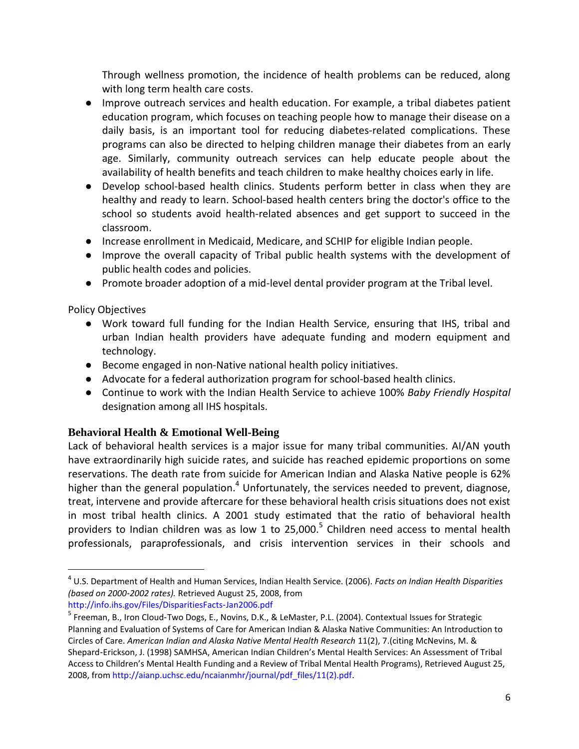Through wellness promotion, the incidence of health problems can be reduced, along with long term health care costs.

- Improve outreach services and health education. For example, a tribal diabetes patient education program, which focuses on teaching people how to manage their disease on a daily basis, is an important tool for reducing diabetes-related complications. These programs can also be directed to helping children manage their diabetes from an early age. Similarly, community outreach services can help educate people about the availability of health benefits and teach children to make healthy choices early in life.
- Develop school-based health clinics. Students perform better in class when they are healthy and ready to learn. School-based health centers bring the doctor's office to the school so students avoid health-related absences and get support to succeed in the classroom.
- Increase enrollment in Medicaid, Medicare, and SCHIP for eligible Indian people.
- Improve the overall capacity of Tribal public health systems with the development of public health codes and policies.
- Promote broader adoption of a mid-level dental provider program at the Tribal level.

Policy Objectives

- Work toward full funding for the Indian Health Service, ensuring that IHS, tribal and urban Indian health providers have adequate funding and modern equipment and technology.
- Become engaged in non-Native national health policy initiatives.
- Advocate for a federal authorization program for school-based health clinics.
- Continue to work with the Indian Health Service to achieve 100% *Baby Friendly Hospital* designation among all IHS hospitals.

### Behavioral Health & Emotional Well-Being

Lack of behavioral health services is a major issue for many tribal communities. AI/AN youth have extraordinarily high suicide rates, and suicide has reached epidemic proportions on some reservations. The death rate from suicide for American Indian and Alaska Native people is 62% higher than the general population.[4] Unfortunately, the services needed to prevent, diagnose, treat, intervene and provide aftercare for these behavioral health crisis situations does not exist in most tribal health clinics. A 2001 study estimated that the ratio of behavioral health providers to Indian children was as low 1 to 25,000.[5] Children need access to mental health professionals, paraprofessionals, and crisis intervention services in their schools and

---

[4] U.S. Department of Health and Human Services, Indian Health Service. (2006). *Facts on Indian Health Disparities (based on 2000-2002 rates).* Retrieved August 25, 2008, from http://info.ihs.gov/Files/DisparitiesFacts-Jan2006.pdf

[5] Freeman, B., Iron Cloud-Two Dogs, E., Novins, D.K., & LeMaster, P.L. (2004). Contextual Issues for Strategic Planning and Evaluation of Systems of Care for American Indian & Alaska Native Communities: An Introduction to Circles of Care. *American Indian and Alaska Native Mental Health Research* 11(2), 7.(citing McNevins, M. & Shepard-Erickson, J. (1998) SAMHSA, American Indian Children's Mental Health Services: An Assessment of Tribal Access to Children's Mental Health Funding and a Review of Tribal Mental Health Programs), Retrieved August 25, 2008, from http://aianp.uchsc.edu/ncaianmhr/journal/pdf_files/11(2).pdf.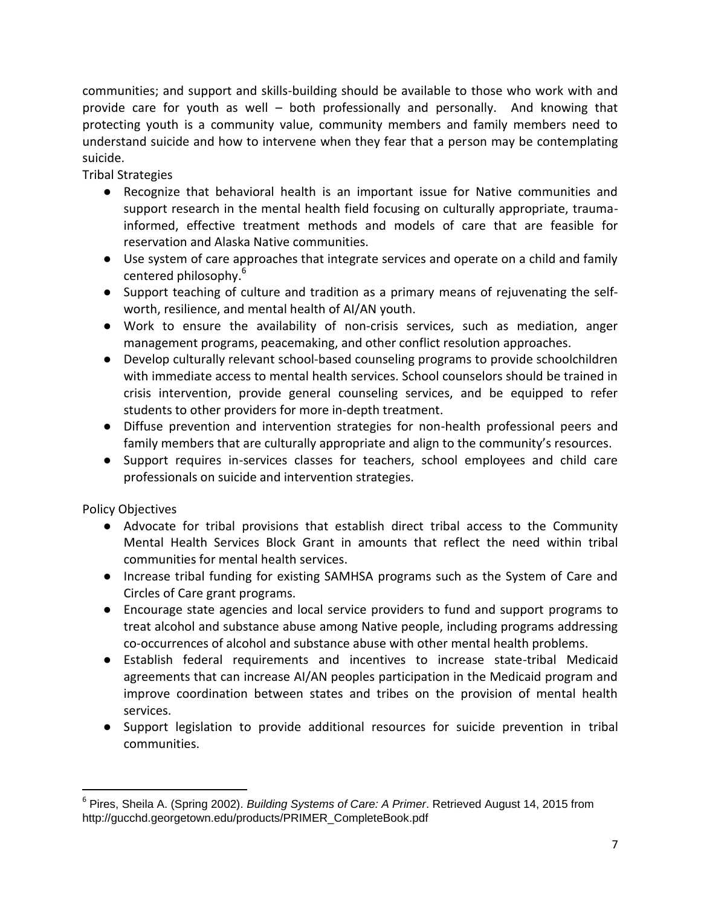communities; and support and skills-building should be available to those who work with and provide care for youth as well – both professionally and personally. And knowing that protecting youth is a community value, community members and family members need to understand suicide and how to intervene when they fear that a person may be contemplating suicide.

Tribal Strategies

- Recognize that behavioral health is an important issue for Native communities and support research in the mental health field focusing on culturally appropriate, trauma-informed, effective treatment methods and models of care that are feasible for reservation and Alaska Native communities.
- Use system of care approaches that integrate services and operate on a child and family centered philosophy.[6]
- Support teaching of culture and tradition as a primary means of rejuvenating the self-worth, resilience, and mental health of AI/AN youth.
- Work to ensure the availability of non-crisis services, such as mediation, anger management programs, peacemaking, and other conflict resolution approaches.
- Develop culturally relevant school-based counseling programs to provide schoolchildren with immediate access to mental health services. School counselors should be trained in crisis intervention, provide general counseling services, and be equipped to refer students to other providers for more in-depth treatment.
- Diffuse prevention and intervention strategies for non-health professional peers and family members that are culturally appropriate and align to the community's resources.
- Support requires in-services classes for teachers, school employees and child care professionals on suicide and intervention strategies.

Policy Objectives

- Advocate for tribal provisions that establish direct tribal access to the Community Mental Health Services Block Grant in amounts that reflect the need within tribal communities for mental health services.
- Increase tribal funding for existing SAMHSA programs such as the System of Care and Circles of Care grant programs.
- Encourage state agencies and local service providers to fund and support programs to treat alcohol and substance abuse among Native people, including programs addressing co-occurrences of alcohol and substance abuse with other mental health problems.
- Establish federal requirements and incentives to increase state-tribal Medicaid agreements that can increase AI/AN peoples participation in the Medicaid program and improve coordination between states and tribes on the provision of mental health services.
- Support legislation to provide additional resources for suicide prevention in tribal communities.

---

[6] Pires, Sheila A. (Spring 2002). *Building Systems of Care: A Primer*. Retrieved August 14, 2015 from http://gucchd.georgetown.edu/products/PRIMER_CompleteBook.pdf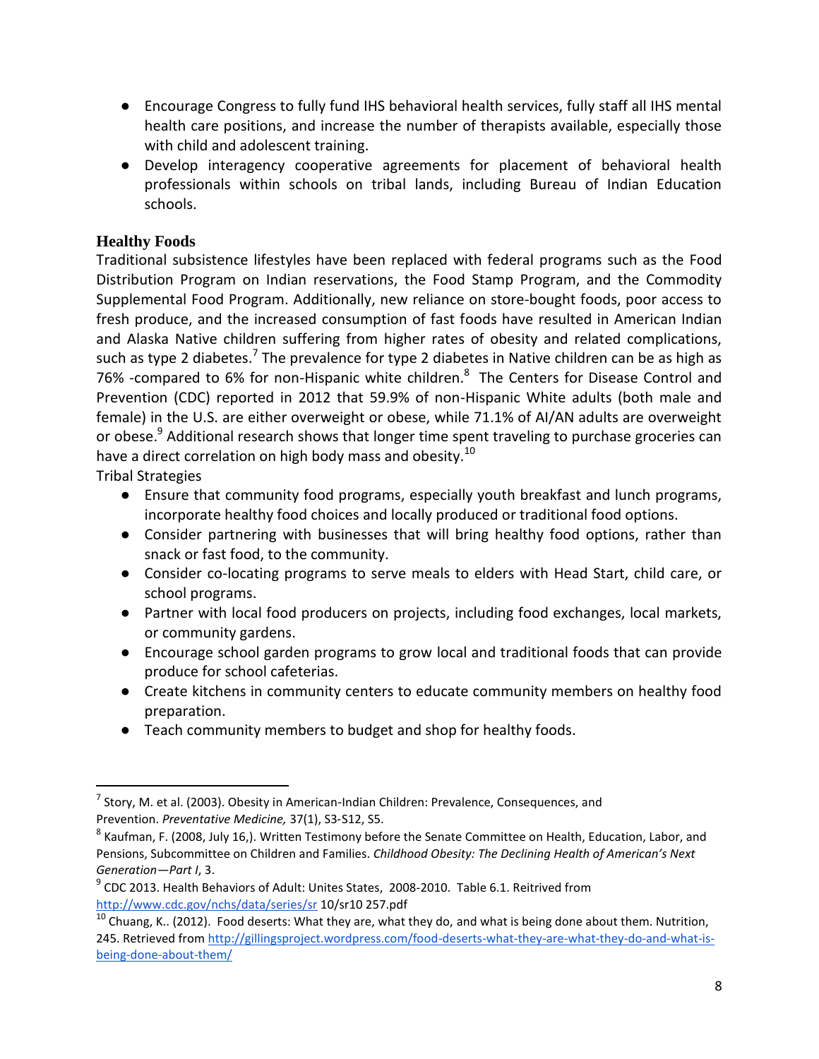- Encourage Congress to fully fund IHS behavioral health services, fully staff all IHS mental health care positions, and increase the number of therapists available, especially those with child and adolescent training.
- Develop interagency cooperative agreements for placement of behavioral health professionals within schools on tribal lands, including Bureau of Indian Education schools.

### Healthy Foods

Traditional subsistence lifestyles have been replaced with federal programs such as the Food Distribution Program on Indian reservations, the Food Stamp Program, and the Commodity Supplemental Food Program. Additionally, new reliance on store-bought foods, poor access to fresh produce, and the increased consumption of fast foods have resulted in American Indian and Alaska Native children suffering from higher rates of obesity and related complications, such as type 2 diabetes.[7] The prevalence for type 2 diabetes in Native children can be as high as 76% -compared to 6% for non-Hispanic white children.[8] The Centers for Disease Control and Prevention (CDC) reported in 2012 that 59.9% of non-Hispanic White adults (both male and female) in the U.S. are either overweight or obese, while 71.1% of AI/AN adults are overweight or obese.[9] Additional research shows that longer time spent traveling to purchase groceries can have a direct correlation on high body mass and obesity.[10]

Tribal Strategies

- Ensure that community food programs, especially youth breakfast and lunch programs, incorporate healthy food choices and locally produced or traditional food options.
- Consider partnering with businesses that will bring healthy food options, rather than snack or fast food, to the community.
- Consider co-locating programs to serve meals to elders with Head Start, child care, or school programs.
- Partner with local food producers on projects, including food exchanges, local markets, or community gardens.
- Encourage school garden programs to grow local and traditional foods that can provide produce for school cafeterias.
- Create kitchens in community centers to educate community members on healthy food preparation.
- Teach community members to budget and shop for healthy foods.

---

[7] Story, M. et al. (2003). Obesity in American-Indian Children: Prevalence, Consequences, and Prevention. *Preventative Medicine,* 37(1), S3-S12, S5.

[8] Kaufman, F. (2008, July 16,). Written Testimony before the Senate Committee on Health, Education, Labor, and Pensions, Subcommittee on Children and Families. *Childhood Obesity: The Declining Health of American's Next Generation—Part I*, 3.

[9] CDC 2013. Health Behaviors of Adult: Unites States, 2008-2010. Table 6.1. Reitrived from http://www.cdc.gov/nchs/data/series/sr 10/sr10 257.pdf

[10] Chuang, K.. (2012). Food deserts: What they are, what they do, and what is being done about them. Nutrition, 245. Retrieved from http://gillingsproject.wordpress.com/food-deserts-what-they-are-what-they-do-and-what-is-being-done-about-them/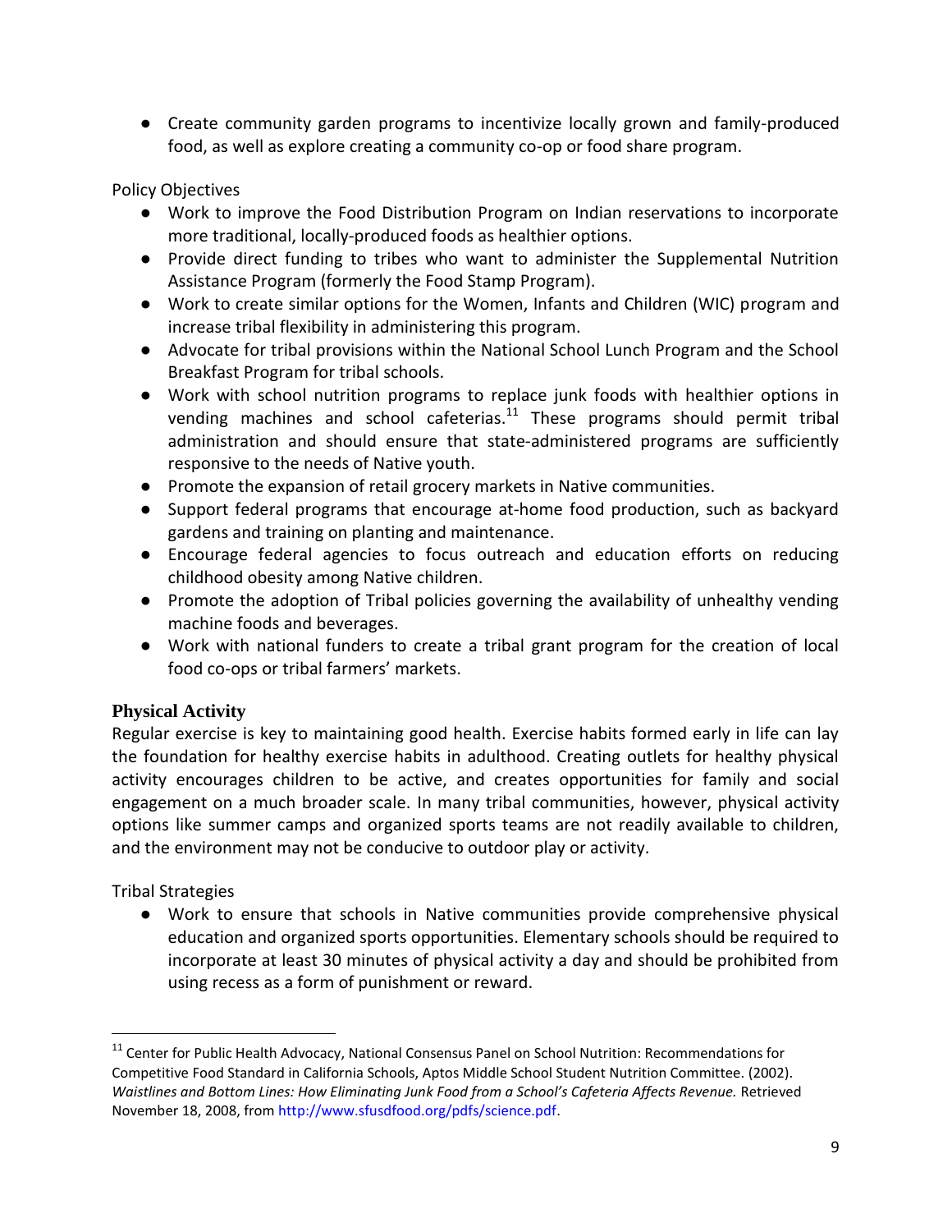- Create community garden programs to incentivize locally grown and family-produced food, as well as explore creating a community co-op or food share program.

Policy Objectives

- Work to improve the Food Distribution Program on Indian reservations to incorporate more traditional, locally-produced foods as healthier options.
- Provide direct funding to tribes who want to administer the Supplemental Nutrition Assistance Program (formerly the Food Stamp Program).
- Work to create similar options for the Women, Infants and Children (WIC) program and increase tribal flexibility in administering this program.
- Advocate for tribal provisions within the National School Lunch Program and the School Breakfast Program for tribal schools.
- Work with school nutrition programs to replace junk foods with healthier options in vending machines and school cafeterias.[11] These programs should permit tribal administration and should ensure that state-administered programs are sufficiently responsive to the needs of Native youth.
- Promote the expansion of retail grocery markets in Native communities.
- Support federal programs that encourage at-home food production, such as backyard gardens and training on planting and maintenance.
- Encourage federal agencies to focus outreach and education efforts on reducing childhood obesity among Native children.
- Promote the adoption of Tribal policies governing the availability of unhealthy vending machine foods and beverages.
- Work with national funders to create a tribal grant program for the creation of local food co-ops or tribal farmers' markets.

### Physical Activity

Regular exercise is key to maintaining good health. Exercise habits formed early in life can lay the foundation for healthy exercise habits in adulthood. Creating outlets for healthy physical activity encourages children to be active, and creates opportunities for family and social engagement on a much broader scale. In many tribal communities, however, physical activity options like summer camps and organized sports teams are not readily available to children, and the environment may not be conducive to outdoor play or activity.

Tribal Strategies

- Work to ensure that schools in Native communities provide comprehensive physical education and organized sports opportunities. Elementary schools should be required to incorporate at least 30 minutes of physical activity a day and should be prohibited from using recess as a form of punishment or reward.

---

[11] Center for Public Health Advocacy, National Consensus Panel on School Nutrition: Recommendations for Competitive Food Standard in California Schools, Aptos Middle School Student Nutrition Committee. (2002). *Waistlines and Bottom Lines: How Eliminating Junk Food from a School's Cafeteria Affects Revenue.* Retrieved November 18, 2008, from http://www.sfusdfood.org/pdfs/science.pdf.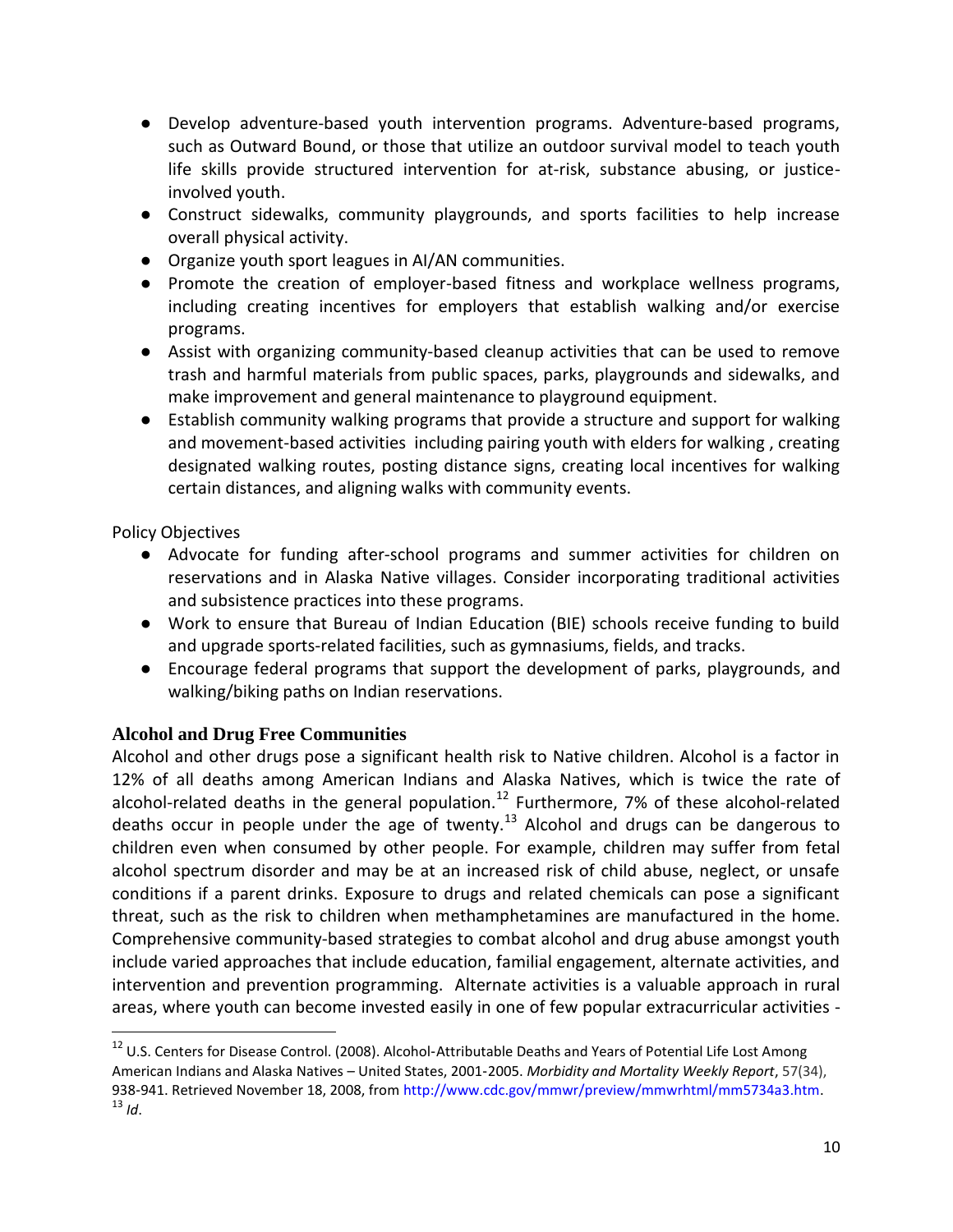- Develop adventure-based youth intervention programs. Adventure-based programs, such as Outward Bound, or those that utilize an outdoor survival model to teach youth life skills provide structured intervention for at-risk, substance abusing, or justice-involved youth.
- Construct sidewalks, community playgrounds, and sports facilities to help increase overall physical activity.
- Organize youth sport leagues in AI/AN communities.
- Promote the creation of employer-based fitness and workplace wellness programs, including creating incentives for employers that establish walking and/or exercise programs.
- Assist with organizing community-based cleanup activities that can be used to remove trash and harmful materials from public spaces, parks, playgrounds and sidewalks, and make improvement and general maintenance to playground equipment.
- Establish community walking programs that provide a structure and support for walking and movement-based activities including pairing youth with elders for walking , creating designated walking routes, posting distance signs, creating local incentives for walking certain distances, and aligning walks with community events.

Policy Objectives

- Advocate for funding after-school programs and summer activities for children on reservations and in Alaska Native villages. Consider incorporating traditional activities and subsistence practices into these programs.
- Work to ensure that Bureau of Indian Education (BIE) schools receive funding to build and upgrade sports-related facilities, such as gymnasiums, fields, and tracks.
- Encourage federal programs that support the development of parks, playgrounds, and walking/biking paths on Indian reservations.

### Alcohol and Drug Free Communities

Alcohol and other drugs pose a significant health risk to Native children. Alcohol is a factor in 12% of all deaths among American Indians and Alaska Natives, which is twice the rate of alcohol-related deaths in the general population.[12] Furthermore, 7% of these alcohol-related deaths occur in people under the age of twenty.[13] Alcohol and drugs can be dangerous to children even when consumed by other people. For example, children may suffer from fetal alcohol spectrum disorder and may be at an increased risk of child abuse, neglect, or unsafe conditions if a parent drinks. Exposure to drugs and related chemicals can pose a significant threat, such as the risk to children when methamphetamines are manufactured in the home. Comprehensive community-based strategies to combat alcohol and drug abuse amongst youth include varied approaches that include education, familial engagement, alternate activities, and intervention and prevention programming. Alternate activities is a valuable approach in rural areas, where youth can become invested easily in one of few popular extracurricular activities -

---

[12] U.S. Centers for Disease Control. (2008). Alcohol-Attributable Deaths and Years of Potential Life Lost Among American Indians and Alaska Natives – United States, 2001-2005. *Morbidity and Mortality Weekly Report*, 57(34), 938-941. Retrieved November 18, 2008, from http://www.cdc.gov/mmwr/preview/mmwrhtml/mm5734a3.htm.

[13] *Id*.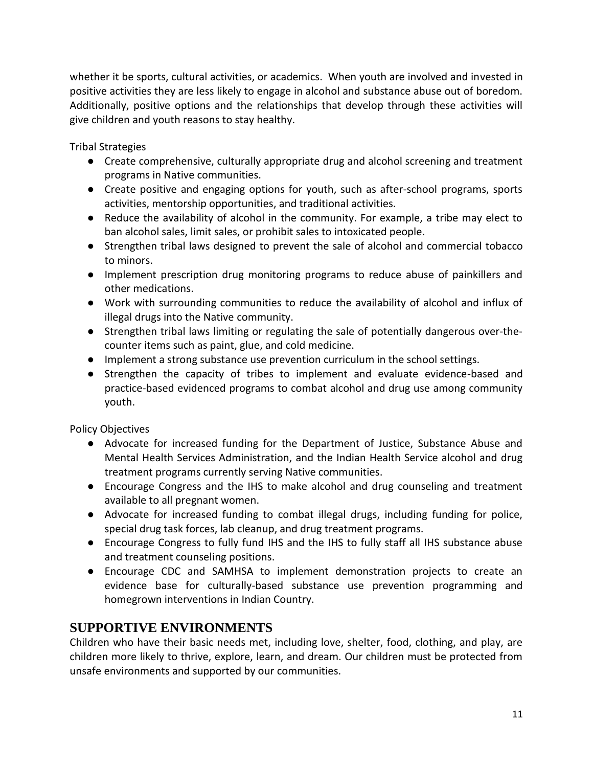whether it be sports, cultural activities, or academics. When youth are involved and invested in positive activities they are less likely to engage in alcohol and substance abuse out of boredom. Additionally, positive options and the relationships that develop through these activities will give children and youth reasons to stay healthy.

Tribal Strategies

- Create comprehensive, culturally appropriate drug and alcohol screening and treatment programs in Native communities.
- Create positive and engaging options for youth, such as after-school programs, sports activities, mentorship opportunities, and traditional activities.
- Reduce the availability of alcohol in the community. For example, a tribe may elect to ban alcohol sales, limit sales, or prohibit sales to intoxicated people.
- Strengthen tribal laws designed to prevent the sale of alcohol and commercial tobacco to minors.
- Implement prescription drug monitoring programs to reduce abuse of painkillers and other medications.
- Work with surrounding communities to reduce the availability of alcohol and influx of illegal drugs into the Native community.
- Strengthen tribal laws limiting or regulating the sale of potentially dangerous over-the-counter items such as paint, glue, and cold medicine.
- Implement a strong substance use prevention curriculum in the school settings.
- Strengthen the capacity of tribes to implement and evaluate evidence-based and practice-based evidenced programs to combat alcohol and drug use among community youth.

Policy Objectives

- Advocate for increased funding for the Department of Justice, Substance Abuse and Mental Health Services Administration, and the Indian Health Service alcohol and drug treatment programs currently serving Native communities.
- Encourage Congress and the IHS to make alcohol and drug counseling and treatment available to all pregnant women.
- Advocate for increased funding to combat illegal drugs, including funding for police, special drug task forces, lab cleanup, and drug treatment programs.
- Encourage Congress to fully fund IHS and the IHS to fully staff all IHS substance abuse and treatment counseling positions.
- Encourage CDC and SAMHSA to implement demonstration projects to create an evidence base for culturally-based substance use prevention programming and homegrown interventions in Indian Country.

## SUPPORTIVE ENVIRONMENTS

Children who have their basic needs met, including love, shelter, food, clothing, and play, are children more likely to thrive, explore, learn, and dream. Our children must be protected from unsafe environments and supported by our communities.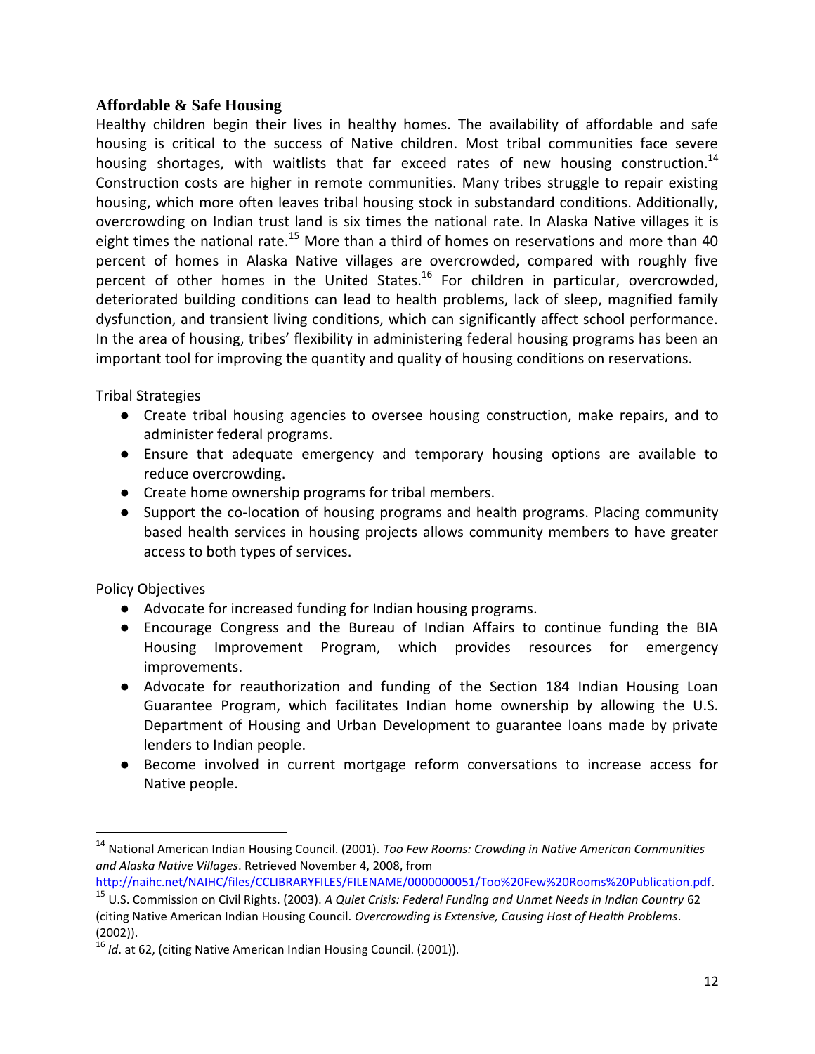### Affordable & Safe Housing

Healthy children begin their lives in healthy homes. The availability of affordable and safe housing is critical to the success of Native children. Most tribal communities face severe housing shortages, with waitlists that far exceed rates of new housing construction.[14] Construction costs are higher in remote communities. Many tribes struggle to repair existing housing, which more often leaves tribal housing stock in substandard conditions. Additionally, overcrowding on Indian trust land is six times the national rate. In Alaska Native villages it is eight times the national rate.[15] More than a third of homes on reservations and more than 40 percent of homes in Alaska Native villages are overcrowded, compared with roughly five percent of other homes in the United States.[16] For children in particular, overcrowded, deteriorated building conditions can lead to health problems, lack of sleep, magnified family dysfunction, and transient living conditions, which can significantly affect school performance. In the area of housing, tribes' flexibility in administering federal housing programs has been an important tool for improving the quantity and quality of housing conditions on reservations.

Tribal Strategies

- Create tribal housing agencies to oversee housing construction, make repairs, and to administer federal programs.
- Ensure that adequate emergency and temporary housing options are available to reduce overcrowding.
- Create home ownership programs for tribal members.
- Support the co-location of housing programs and health programs. Placing community based health services in housing projects allows community members to have greater access to both types of services.

Policy Objectives

- Advocate for increased funding for Indian housing programs.
- Encourage Congress and the Bureau of Indian Affairs to continue funding the BIA Housing Improvement Program, which provides resources for emergency improvements.
- Advocate for reauthorization and funding of the Section 184 Indian Housing Loan Guarantee Program, which facilitates Indian home ownership by allowing the U.S. Department of Housing and Urban Development to guarantee loans made by private lenders to Indian people.
- Become involved in current mortgage reform conversations to increase access for Native people.

---

[14] National American Indian Housing Council. (2001). *Too Few Rooms: Crowding in Native American Communities and Alaska Native Villages*. Retrieved November 4, 2008, from http://naihc.net/NAIHC/files/CCLIBRARYFILES/FILENAME/0000000051/Too%20Few%20Rooms%20Publication.pdf.

[15] U.S. Commission on Civil Rights. (2003). *A Quiet Crisis: Federal Funding and Unmet Needs in Indian Country* 62 (citing Native American Indian Housing Council. *Overcrowding is Extensive, Causing Host of Health Problems*. (2002)).

[16] *Id*. at 62, (citing Native American Indian Housing Council. (2001)).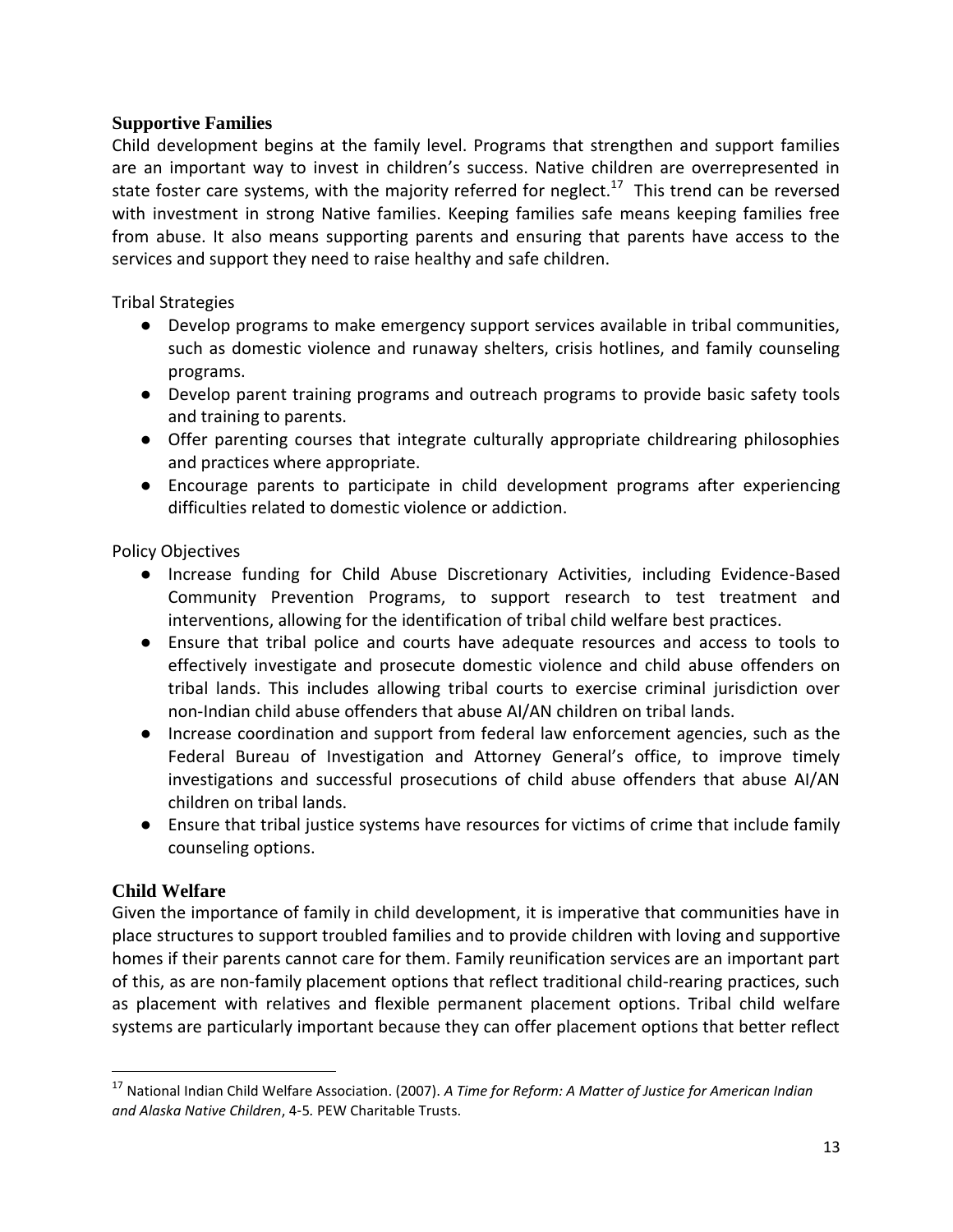## Supportive Families

Child development begins at the family level. Programs that strengthen and support families are an important way to invest in children's success. Native children are overrepresented in state foster care systems, with the majority referred for neglect.[17] This trend can be reversed with investment in strong Native families. Keeping families safe means keeping families free from abuse. It also means supporting parents and ensuring that parents have access to the services and support they need to raise healthy and safe children.

Tribal Strategies

- Develop programs to make emergency support services available in tribal communities, such as domestic violence and runaway shelters, crisis hotlines, and family counseling programs.
- Develop parent training programs and outreach programs to provide basic safety tools and training to parents.
- Offer parenting courses that integrate culturally appropriate childrearing philosophies and practices where appropriate.
- Encourage parents to participate in child development programs after experiencing difficulties related to domestic violence or addiction.

Policy Objectives

- Increase funding for Child Abuse Discretionary Activities, including Evidence-Based Community Prevention Programs, to support research to test treatment and interventions, allowing for the identification of tribal child welfare best practices.
- Ensure that tribal police and courts have adequate resources and access to tools to effectively investigate and prosecute domestic violence and child abuse offenders on tribal lands. This includes allowing tribal courts to exercise criminal jurisdiction over non-Indian child abuse offenders that abuse AI/AN children on tribal lands.
- Increase coordination and support from federal law enforcement agencies, such as the Federal Bureau of Investigation and Attorney General's office, to improve timely investigations and successful prosecutions of child abuse offenders that abuse AI/AN children on tribal lands.
- Ensure that tribal justice systems have resources for victims of crime that include family counseling options.

## Child Welfare

Given the importance of family in child development, it is imperative that communities have in place structures to support troubled families and to provide children with loving and supportive homes if their parents cannot care for them. Family reunification services are an important part of this, as are non-family placement options that reflect traditional child-rearing practices, such as placement with relatives and flexible permanent placement options. Tribal child welfare systems are particularly important because they can offer placement options that better reflect

---

[17] National Indian Child Welfare Association. (2007). *A Time for Reform: A Matter of Justice for American Indian and Alaska Native Children*, 4-5. PEW Charitable Trusts.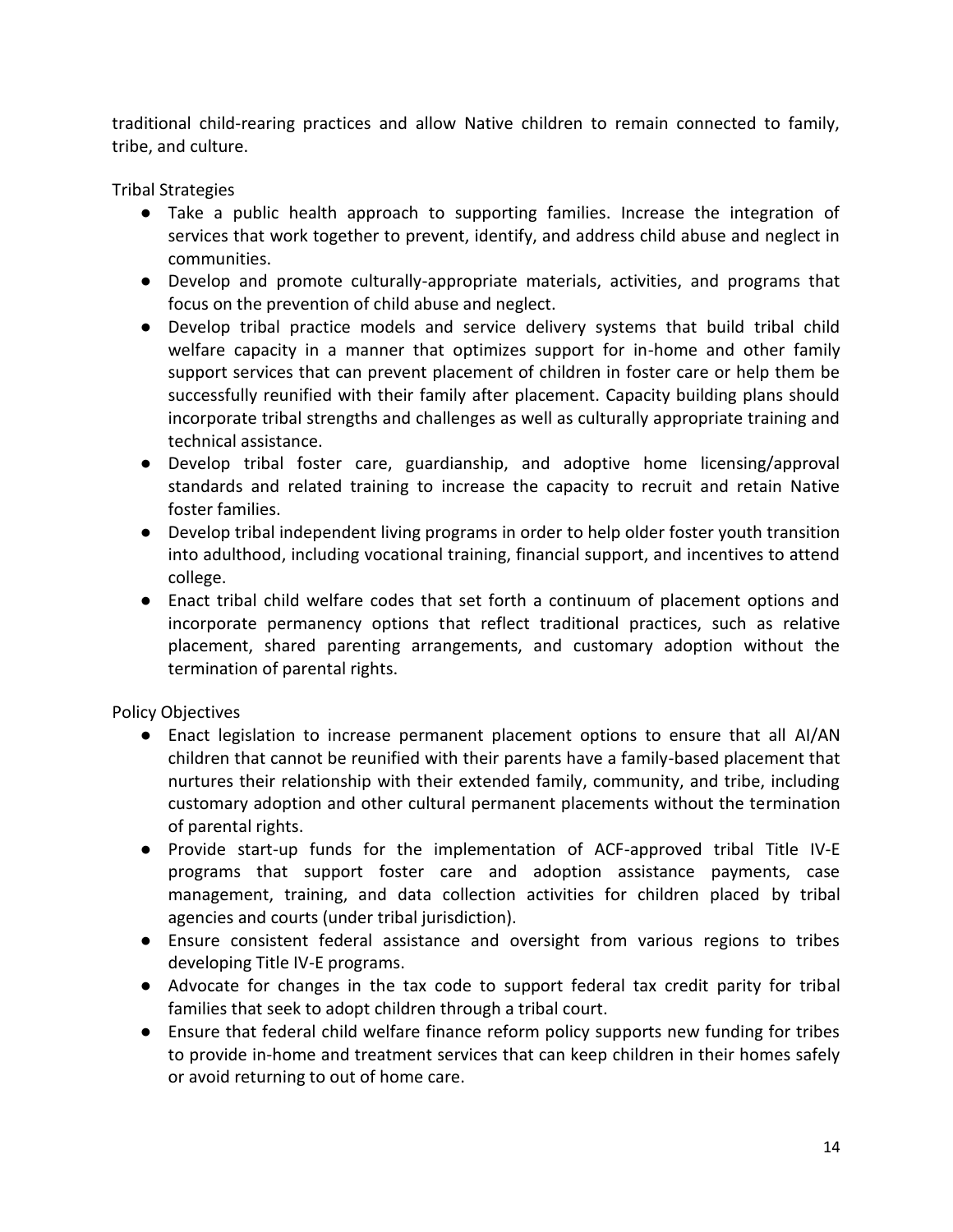traditional child-rearing practices and allow Native children to remain connected to family, tribe, and culture.

Tribal Strategies

- Take a public health approach to supporting families. Increase the integration of services that work together to prevent, identify, and address child abuse and neglect in communities.
- Develop and promote culturally-appropriate materials, activities, and programs that focus on the prevention of child abuse and neglect.
- Develop tribal practice models and service delivery systems that build tribal child welfare capacity in a manner that optimizes support for in-home and other family support services that can prevent placement of children in foster care or help them be successfully reunified with their family after placement. Capacity building plans should incorporate tribal strengths and challenges as well as culturally appropriate training and technical assistance.
- Develop tribal foster care, guardianship, and adoptive home licensing/approval standards and related training to increase the capacity to recruit and retain Native foster families.
- Develop tribal independent living programs in order to help older foster youth transition into adulthood, including vocational training, financial support, and incentives to attend college.
- Enact tribal child welfare codes that set forth a continuum of placement options and incorporate permanency options that reflect traditional practices, such as relative placement, shared parenting arrangements, and customary adoption without the termination of parental rights.

Policy Objectives

- Enact legislation to increase permanent placement options to ensure that all AI/AN children that cannot be reunified with their parents have a family-based placement that nurtures their relationship with their extended family, community, and tribe, including customary adoption and other cultural permanent placements without the termination of parental rights.
- Provide start-up funds for the implementation of ACF-approved tribal Title IV-E programs that support foster care and adoption assistance payments, case management, training, and data collection activities for children placed by tribal agencies and courts (under tribal jurisdiction).
- Ensure consistent federal assistance and oversight from various regions to tribes developing Title IV-E programs.
- Advocate for changes in the tax code to support federal tax credit parity for tribal families that seek to adopt children through a tribal court.
- Ensure that federal child welfare finance reform policy supports new funding for tribes to provide in-home and treatment services that can keep children in their homes safely or avoid returning to out of home care.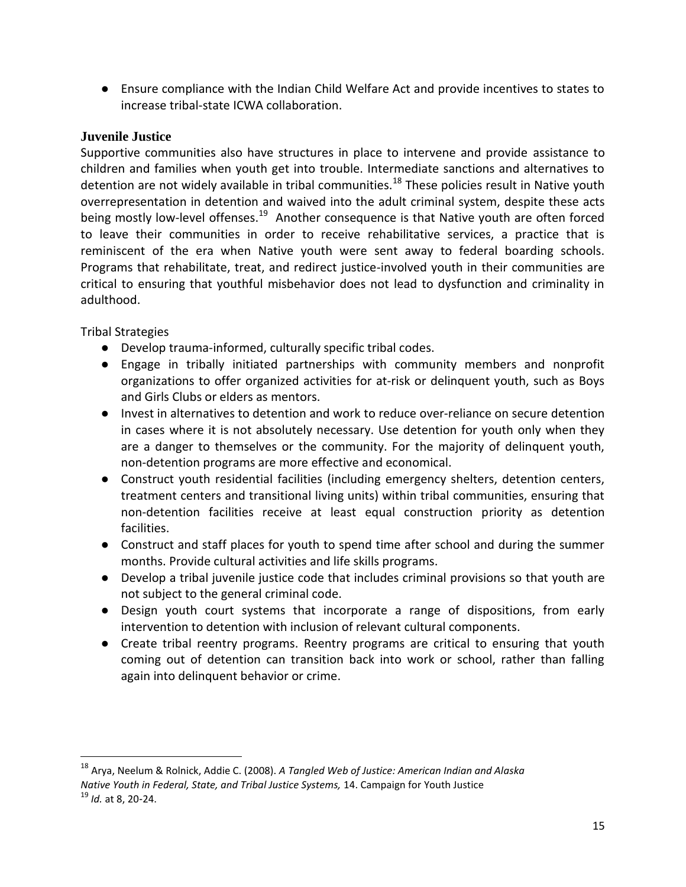- Ensure compliance with the Indian Child Welfare Act and provide incentives to states to increase tribal-state ICWA collaboration.

### Juvenile Justice

Supportive communities also have structures in place to intervene and provide assistance to children and families when youth get into trouble. Intermediate sanctions and alternatives to detention are not widely available in tribal communities.[18] These policies result in Native youth overrepresentation in detention and waived into the adult criminal system, despite these acts being mostly low-level offenses.[19] Another consequence is that Native youth are often forced to leave their communities in order to receive rehabilitative services, a practice that is reminiscent of the era when Native youth were sent away to federal boarding schools. Programs that rehabilitate, treat, and redirect justice-involved youth in their communities are critical to ensuring that youthful misbehavior does not lead to dysfunction and criminality in adulthood.

Tribal Strategies

- Develop trauma-informed, culturally specific tribal codes.
- Engage in tribally initiated partnerships with community members and nonprofit organizations to offer organized activities for at-risk or delinquent youth, such as Boys and Girls Clubs or elders as mentors.
- Invest in alternatives to detention and work to reduce over-reliance on secure detention in cases where it is not absolutely necessary. Use detention for youth only when they are a danger to themselves or the community. For the majority of delinquent youth, non-detention programs are more effective and economical.
- Construct youth residential facilities (including emergency shelters, detention centers, treatment centers and transitional living units) within tribal communities, ensuring that non-detention facilities receive at least equal construction priority as detention facilities.
- Construct and staff places for youth to spend time after school and during the summer months. Provide cultural activities and life skills programs.
- Develop a tribal juvenile justice code that includes criminal provisions so that youth are not subject to the general criminal code.
- Design youth court systems that incorporate a range of dispositions, from early intervention to detention with inclusion of relevant cultural components.
- Create tribal reentry programs. Reentry programs are critical to ensuring that youth coming out of detention can transition back into work or school, rather than falling again into delinquent behavior or crime.

---

[18] Arya, Neelum & Rolnick, Addie C. (2008). *A Tangled Web of Justice: American Indian and Alaska Native Youth in Federal, State, and Tribal Justice Systems,* 14. Campaign for Youth Justice

[19] *Id.* at 8, 20-24.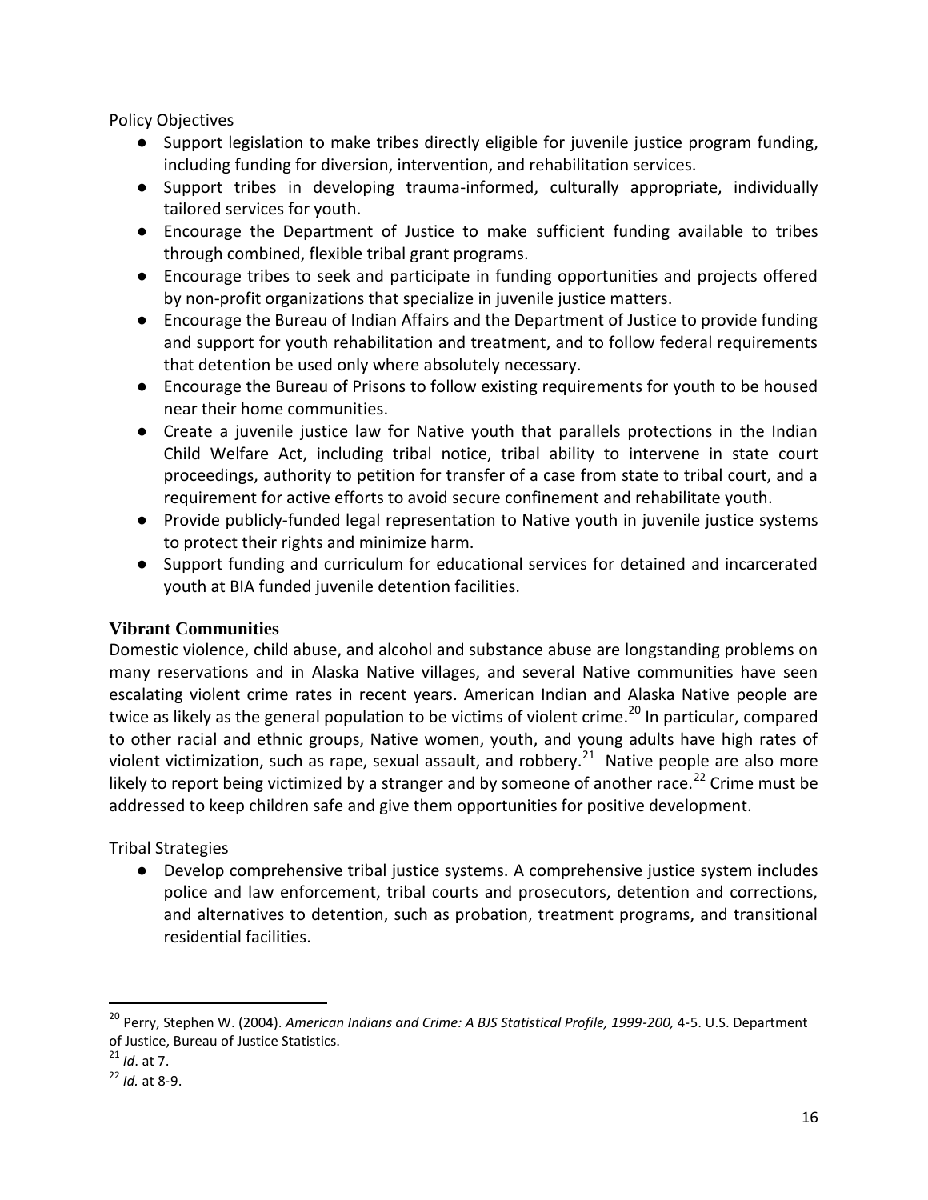Policy Objectives

- Support legislation to make tribes directly eligible for juvenile justice program funding, including funding for diversion, intervention, and rehabilitation services.
- Support tribes in developing trauma-informed, culturally appropriate, individually tailored services for youth.
- Encourage the Department of Justice to make sufficient funding available to tribes through combined, flexible tribal grant programs.
- Encourage tribes to seek and participate in funding opportunities and projects offered by non-profit organizations that specialize in juvenile justice matters.
- Encourage the Bureau of Indian Affairs and the Department of Justice to provide funding and support for youth rehabilitation and treatment, and to follow federal requirements that detention be used only where absolutely necessary.
- Encourage the Bureau of Prisons to follow existing requirements for youth to be housed near their home communities.
- Create a juvenile justice law for Native youth that parallels protections in the Indian Child Welfare Act, including tribal notice, tribal ability to intervene in state court proceedings, authority to petition for transfer of a case from state to tribal court, and a requirement for active efforts to avoid secure confinement and rehabilitate youth.
- Provide publicly-funded legal representation to Native youth in juvenile justice systems to protect their rights and minimize harm.
- Support funding and curriculum for educational services for detained and incarcerated youth at BIA funded juvenile detention facilities.

### Vibrant Communities

Domestic violence, child abuse, and alcohol and substance abuse are longstanding problems on many reservations and in Alaska Native villages, and several Native communities have seen escalating violent crime rates in recent years. American Indian and Alaska Native people are twice as likely as the general population to be victims of violent crime.[20] In particular, compared to other racial and ethnic groups, Native women, youth, and young adults have high rates of violent victimization, such as rape, sexual assault, and robbery.[21] Native people are also more likely to report being victimized by a stranger and by someone of another race.[22] Crime must be addressed to keep children safe and give them opportunities for positive development.

Tribal Strategies

- Develop comprehensive tribal justice systems. A comprehensive justice system includes police and law enforcement, tribal courts and prosecutors, detention and corrections, and alternatives to detention, such as probation, treatment programs, and transitional residential facilities.

---

[20] Perry, Stephen W. (2004). *American Indians and Crime: A BJS Statistical Profile, 1999-200,* 4-5. U.S. Department of Justice, Bureau of Justice Statistics.

[21] *Id*. at 7.

[22] *Id.* at 8-9.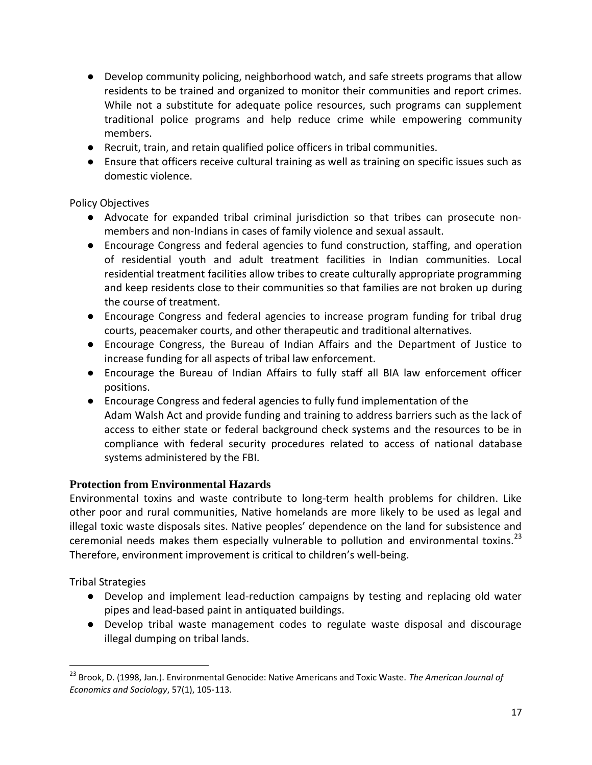- Develop community policing, neighborhood watch, and safe streets programs that allow residents to be trained and organized to monitor their communities and report crimes. While not a substitute for adequate police resources, such programs can supplement traditional police programs and help reduce crime while empowering community members.
- Recruit, train, and retain qualified police officers in tribal communities.
- Ensure that officers receive cultural training as well as training on specific issues such as domestic violence.

Policy Objectives

- Advocate for expanded tribal criminal jurisdiction so that tribes can prosecute non-members and non-Indians in cases of family violence and sexual assault.
- Encourage Congress and federal agencies to fund construction, staffing, and operation of residential youth and adult treatment facilities in Indian communities. Local residential treatment facilities allow tribes to create culturally appropriate programming and keep residents close to their communities so that families are not broken up during the course of treatment.
- Encourage Congress and federal agencies to increase program funding for tribal drug courts, peacemaker courts, and other therapeutic and traditional alternatives.
- Encourage Congress, the Bureau of Indian Affairs and the Department of Justice to increase funding for all aspects of tribal law enforcement.
- Encourage the Bureau of Indian Affairs to fully staff all BIA law enforcement officer positions.
- Encourage Congress and federal agencies to fully fund implementation of the Adam Walsh Act and provide funding and training to address barriers such as the lack of access to either state or federal background check systems and the resources to be in compliance with federal security procedures related to access of national database systems administered by the FBI.

### Protection from Environmental Hazards

Environmental toxins and waste contribute to long-term health problems for children. Like other poor and rural communities, Native homelands are more likely to be used as legal and illegal toxic waste disposals sites. Native peoples' dependence on the land for subsistence and ceremonial needs makes them especially vulnerable to pollution and environmental toxins.[23] Therefore, environment improvement is critical to children's well-being.

Tribal Strategies

- Develop and implement lead-reduction campaigns by testing and replacing old water pipes and lead-based paint in antiquated buildings.
- Develop tribal waste management codes to regulate waste disposal and discourage illegal dumping on tribal lands.

[23] Brook, D. (1998, Jan.). Environmental Genocide: Native Americans and Toxic Waste. *The American Journal of Economics and Sociology*, 57(1), 105-113.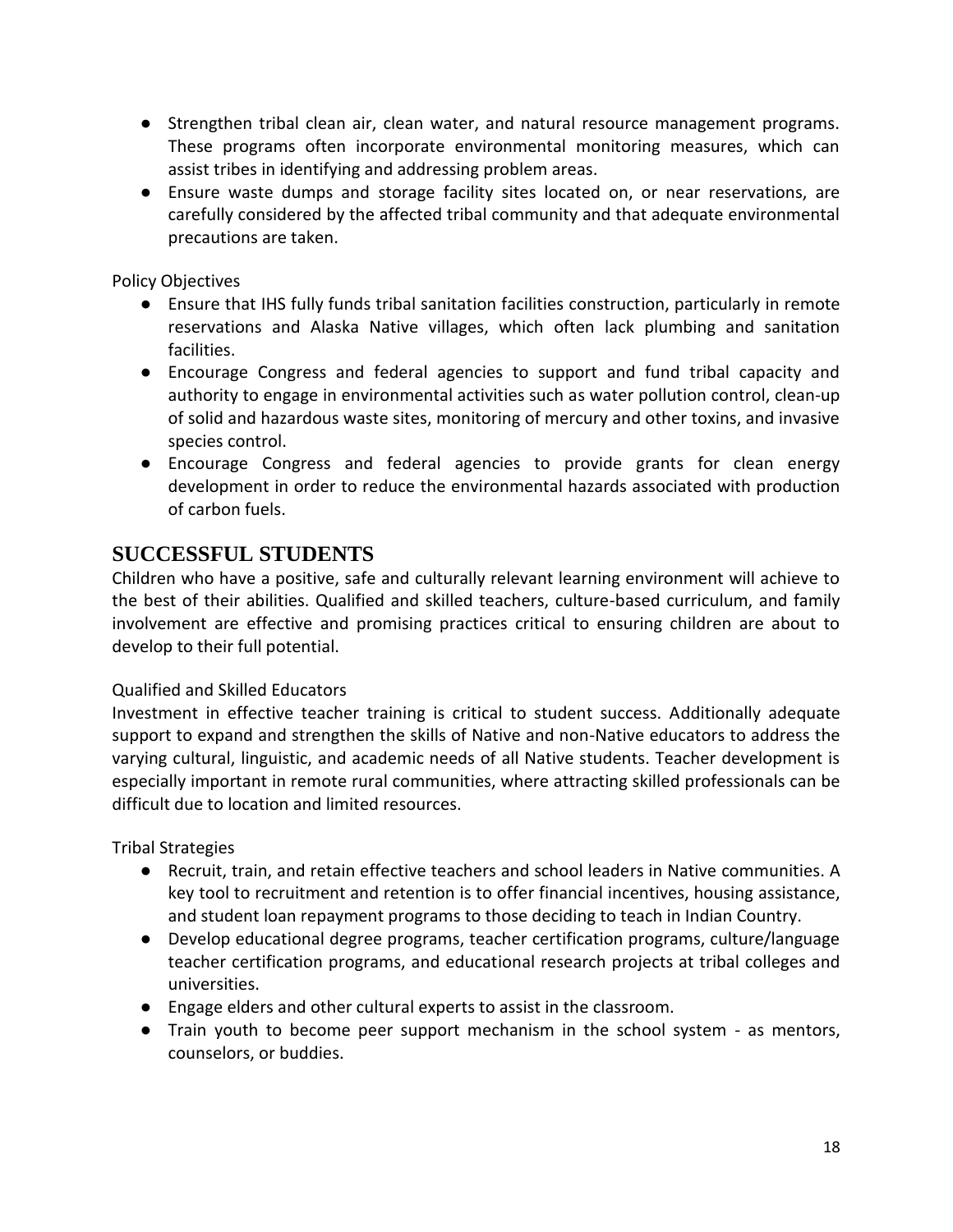- Strengthen tribal clean air, clean water, and natural resource management programs. These programs often incorporate environmental monitoring measures, which can assist tribes in identifying and addressing problem areas.
- Ensure waste dumps and storage facility sites located on, or near reservations, are carefully considered by the affected tribal community and that adequate environmental precautions are taken.

Policy Objectives

- Ensure that IHS fully funds tribal sanitation facilities construction, particularly in remote reservations and Alaska Native villages, which often lack plumbing and sanitation facilities.
- Encourage Congress and federal agencies to support and fund tribal capacity and authority to engage in environmental activities such as water pollution control, clean-up of solid and hazardous waste sites, monitoring of mercury and other toxins, and invasive species control.
- Encourage Congress and federal agencies to provide grants for clean energy development in order to reduce the environmental hazards associated with production of carbon fuels.

## SUCCESSFUL STUDENTS

Children who have a positive, safe and culturally relevant learning environment will achieve to the best of their abilities. Qualified and skilled teachers, culture-based curriculum, and family involvement are effective and promising practices critical to ensuring children are about to develop to their full potential.

Qualified and Skilled Educators

Investment in effective teacher training is critical to student success. Additionally adequate support to expand and strengthen the skills of Native and non-Native educators to address the varying cultural, linguistic, and academic needs of all Native students. Teacher development is especially important in remote rural communities, where attracting skilled professionals can be difficult due to location and limited resources.

Tribal Strategies

- Recruit, train, and retain effective teachers and school leaders in Native communities. A key tool to recruitment and retention is to offer financial incentives, housing assistance, and student loan repayment programs to those deciding to teach in Indian Country.
- Develop educational degree programs, teacher certification programs, culture/language teacher certification programs, and educational research projects at tribal colleges and universities.
- Engage elders and other cultural experts to assist in the classroom.
- Train youth to become peer support mechanism in the school system - as mentors, counselors, or buddies.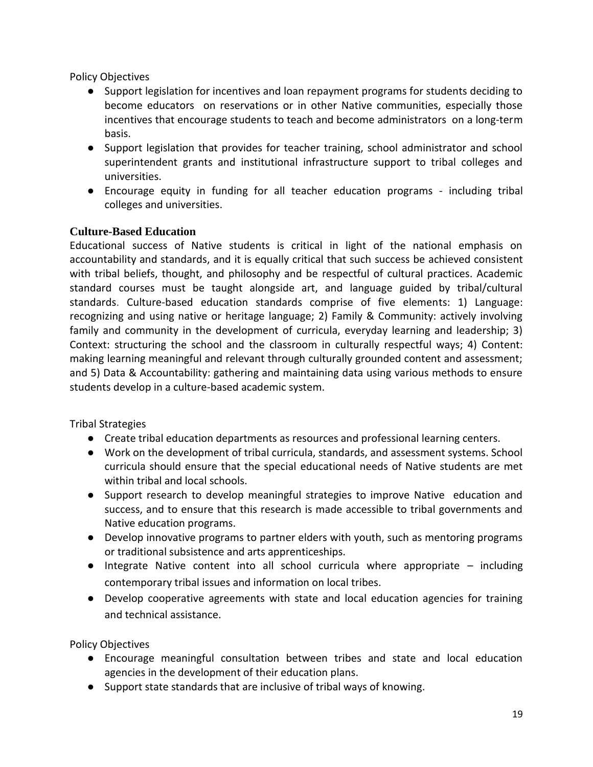Policy Objectives

- Support legislation for incentives and loan repayment programs for students deciding to become educators on reservations or in other Native communities, especially those incentives that encourage students to teach and become administrators on a long-term basis.
- Support legislation that provides for teacher training, school administrator and school superintendent grants and institutional infrastructure support to tribal colleges and universities.
- Encourage equity in funding for all teacher education programs - including tribal colleges and universities.

### Culture-Based Education

Educational success of Native students is critical in light of the national emphasis on accountability and standards, and it is equally critical that such success be achieved consistent with tribal beliefs, thought, and philosophy and be respectful of cultural practices. Academic standard courses must be taught alongside art, and language guided by tribal/cultural standards. Culture-based education standards comprise of five elements: 1) Language: recognizing and using native or heritage language; 2) Family & Community: actively involving family and community in the development of curricula, everyday learning and leadership; 3) Context: structuring the school and the classroom in culturally respectful ways; 4) Content: making learning meaningful and relevant through culturally grounded content and assessment; and 5) Data & Accountability: gathering and maintaining data using various methods to ensure students develop in a culture-based academic system.

Tribal Strategies

- Create tribal education departments as resources and professional learning centers.
- Work on the development of tribal curricula, standards, and assessment systems. School curricula should ensure that the special educational needs of Native students are met within tribal and local schools.
- Support research to develop meaningful strategies to improve Native education and success, and to ensure that this research is made accessible to tribal governments and Native education programs.
- Develop innovative programs to partner elders with youth, such as mentoring programs or traditional subsistence and arts apprenticeships.
- Integrate Native content into all school curricula where appropriate – including contemporary tribal issues and information on local tribes.
- Develop cooperative agreements with state and local education agencies for training and technical assistance.

Policy Objectives

- Encourage meaningful consultation between tribes and state and local education agencies in the development of their education plans.
- Support state standards that are inclusive of tribal ways of knowing.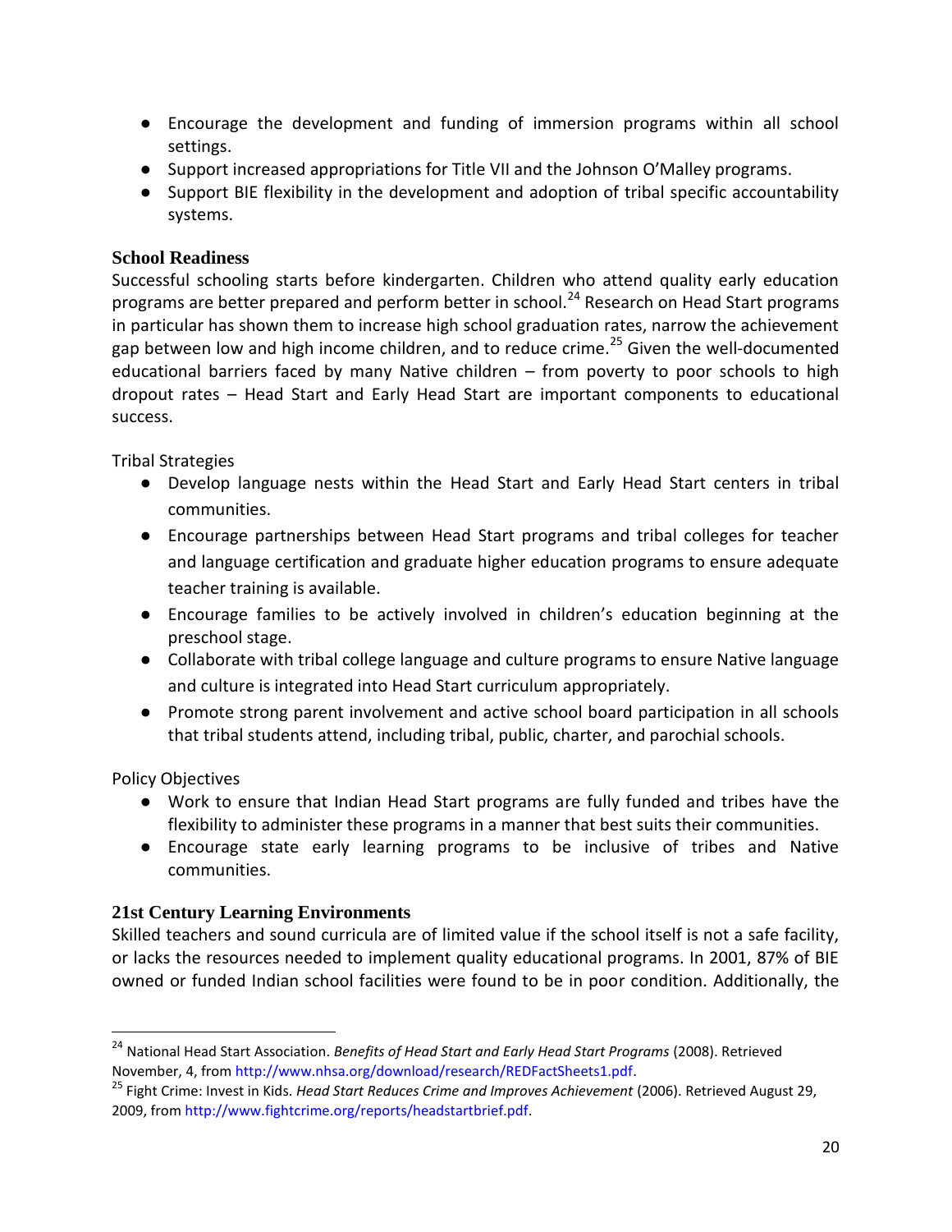- Encourage the development and funding of immersion programs within all school settings.
- Support increased appropriations for Title VII and the Johnson O'Malley programs.
- Support BIE flexibility in the development and adoption of tribal specific accountability systems.

### School Readiness

Successful schooling starts before kindergarten. Children who attend quality early education programs are better prepared and perform better in school.[24] Research on Head Start programs in particular has shown them to increase high school graduation rates, narrow the achievement gap between low and high income children, and to reduce crime.[25] Given the well-documented educational barriers faced by many Native children – from poverty to poor schools to high dropout rates – Head Start and Early Head Start are important components to educational success.

Tribal Strategies

- Develop language nests within the Head Start and Early Head Start centers in tribal communities.
- Encourage partnerships between Head Start programs and tribal colleges for teacher and language certification and graduate higher education programs to ensure adequate teacher training is available.
- Encourage families to be actively involved in children's education beginning at the preschool stage.
- Collaborate with tribal college language and culture programs to ensure Native language and culture is integrated into Head Start curriculum appropriately.
- Promote strong parent involvement and active school board participation in all schools that tribal students attend, including tribal, public, charter, and parochial schools.

Policy Objectives

- Work to ensure that Indian Head Start programs are fully funded and tribes have the flexibility to administer these programs in a manner that best suits their communities.
- Encourage state early learning programs to be inclusive of tribes and Native communities.

### 21st Century Learning Environments

Skilled teachers and sound curricula are of limited value if the school itself is not a safe facility, or lacks the resources needed to implement quality educational programs. In 2001, 87% of BIE owned or funded Indian school facilities were found to be in poor condition. Additionally, the

---

[24] National Head Start Association. *Benefits of Head Start and Early Head Start Programs* (2008). Retrieved November, 4, from http://www.nhsa.org/download/research/REDFactSheets1.pdf.

[25] Fight Crime: Invest in Kids. *Head Start Reduces Crime and Improves Achievement* (2006). Retrieved August 29, 2009, from http://www.fightcrime.org/reports/headstartbrief.pdf.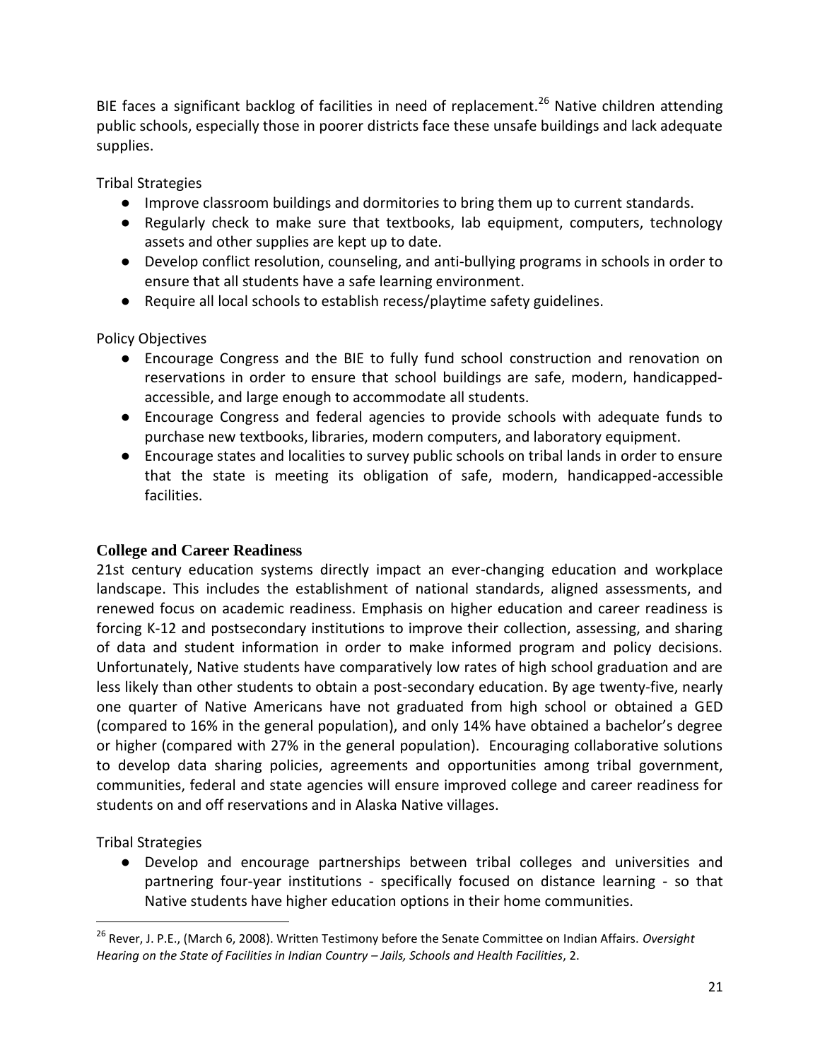BIE faces a significant backlog of facilities in need of replacement.[26] Native children attending public schools, especially those in poorer districts face these unsafe buildings and lack adequate supplies.

Tribal Strategies

- Improve classroom buildings and dormitories to bring them up to current standards.
- Regularly check to make sure that textbooks, lab equipment, computers, technology assets and other supplies are kept up to date.
- Develop conflict resolution, counseling, and anti-bullying programs in schools in order to ensure that all students have a safe learning environment.
- Require all local schools to establish recess/playtime safety guidelines.

Policy Objectives

- Encourage Congress and the BIE to fully fund school construction and renovation on reservations in order to ensure that school buildings are safe, modern, handicapped-accessible, and large enough to accommodate all students.
- Encourage Congress and federal agencies to provide schools with adequate funds to purchase new textbooks, libraries, modern computers, and laboratory equipment.
- Encourage states and localities to survey public schools on tribal lands in order to ensure that the state is meeting its obligation of safe, modern, handicapped-accessible facilities.

## College and Career Readiness

21st century education systems directly impact an ever-changing education and workplace landscape. This includes the establishment of national standards, aligned assessments, and renewed focus on academic readiness. Emphasis on higher education and career readiness is forcing K-12 and postsecondary institutions to improve their collection, assessing, and sharing of data and student information in order to make informed program and policy decisions. Unfortunately, Native students have comparatively low rates of high school graduation and are less likely than other students to obtain a post-secondary education. By age twenty-five, nearly one quarter of Native Americans have not graduated from high school or obtained a GED (compared to 16% in the general population), and only 14% have obtained a bachelor's degree or higher (compared with 27% in the general population). Encouraging collaborative solutions to develop data sharing policies, agreements and opportunities among tribal government, communities, federal and state agencies will ensure improved college and career readiness for students on and off reservations and in Alaska Native villages.

Tribal Strategies

- Develop and encourage partnerships between tribal colleges and universities and partnering four-year institutions - specifically focused on distance learning - so that Native students have higher education options in their home communities.

---

[26] Rever, J. P.E., (March 6, 2008). Written Testimony before the Senate Committee on Indian Affairs. *Oversight Hearing on the State of Facilities in Indian Country – Jails, Schools and Health Facilities*, 2.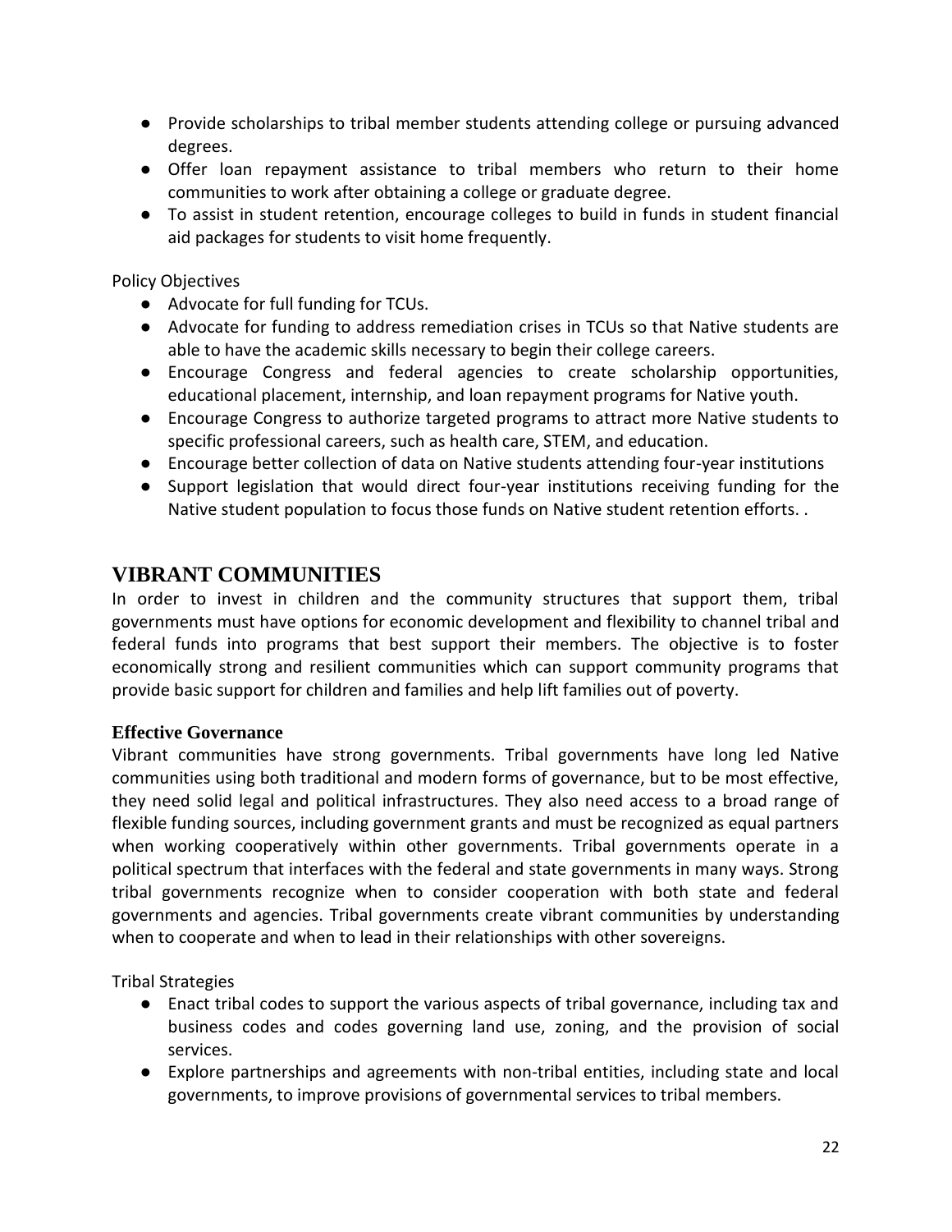- Provide scholarships to tribal member students attending college or pursuing advanced degrees.
- Offer loan repayment assistance to tribal members who return to their home communities to work after obtaining a college or graduate degree.
- To assist in student retention, encourage colleges to build in funds in student financial aid packages for students to visit home frequently.

Policy Objectives

- Advocate for full funding for TCUs.
- Advocate for funding to address remediation crises in TCUs so that Native students are able to have the academic skills necessary to begin their college careers.
- Encourage Congress and federal agencies to create scholarship opportunities, educational placement, internship, and loan repayment programs for Native youth.
- Encourage Congress to authorize targeted programs to attract more Native students to specific professional careers, such as health care, STEM, and education.
- Encourage better collection of data on Native students attending four-year institutions
- Support legislation that would direct four-year institutions receiving funding for the Native student population to focus those funds on Native student retention efforts. .

## VIBRANT COMMUNITIES

In order to invest in children and the community structures that support them, tribal governments must have options for economic development and flexibility to channel tribal and federal funds into programs that best support their members. The objective is to foster economically strong and resilient communities which can support community programs that provide basic support for children and families and help lift families out of poverty.

### Effective Governance

Vibrant communities have strong governments. Tribal governments have long led Native communities using both traditional and modern forms of governance, but to be most effective, they need solid legal and political infrastructures. They also need access to a broad range of flexible funding sources, including government grants and must be recognized as equal partners when working cooperatively within other governments. Tribal governments operate in a political spectrum that interfaces with the federal and state governments in many ways. Strong tribal governments recognize when to consider cooperation with both state and federal governments and agencies. Tribal governments create vibrant communities by understanding when to cooperate and when to lead in their relationships with other sovereigns.

Tribal Strategies

- Enact tribal codes to support the various aspects of tribal governance, including tax and business codes and codes governing land use, zoning, and the provision of social services.
- Explore partnerships and agreements with non-tribal entities, including state and local governments, to improve provisions of governmental services to tribal members.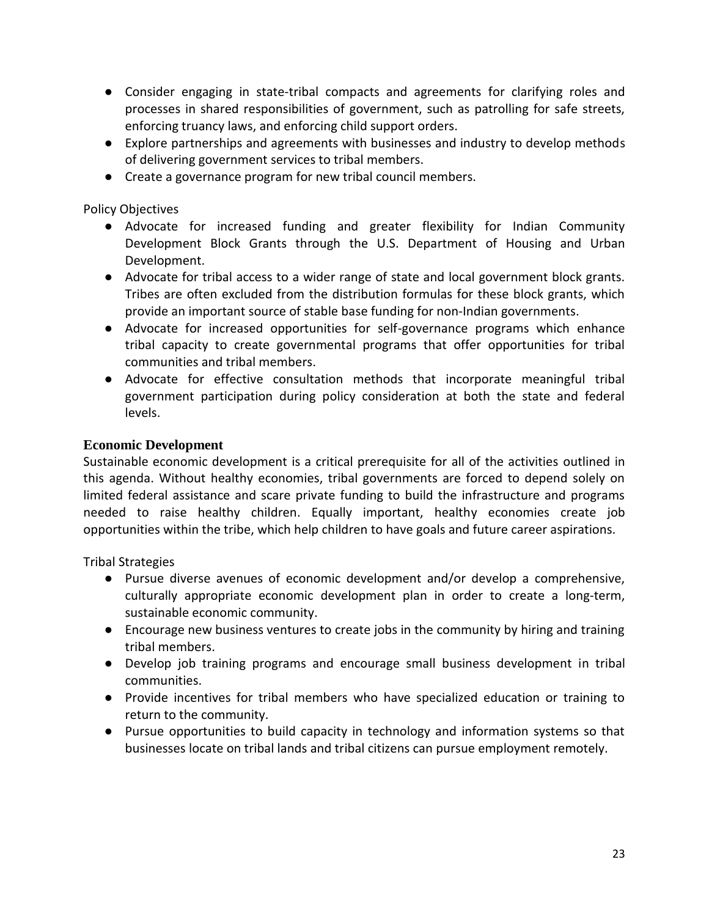- Consider engaging in state-tribal compacts and agreements for clarifying roles and processes in shared responsibilities of government, such as patrolling for safe streets, enforcing truancy laws, and enforcing child support orders.
- Explore partnerships and agreements with businesses and industry to develop methods of delivering government services to tribal members.
- Create a governance program for new tribal council members.

Policy Objectives

- Advocate for increased funding and greater flexibility for Indian Community Development Block Grants through the U.S. Department of Housing and Urban Development.
- Advocate for tribal access to a wider range of state and local government block grants. Tribes are often excluded from the distribution formulas for these block grants, which provide an important source of stable base funding for non-Indian governments.
- Advocate for increased opportunities for self-governance programs which enhance tribal capacity to create governmental programs that offer opportunities for tribal communities and tribal members.
- Advocate for effective consultation methods that incorporate meaningful tribal government participation during policy consideration at both the state and federal levels.

### Economic Development

Sustainable economic development is a critical prerequisite for all of the activities outlined in this agenda. Without healthy economies, tribal governments are forced to depend solely on limited federal assistance and scare private funding to build the infrastructure and programs needed to raise healthy children. Equally important, healthy economies create job opportunities within the tribe, which help children to have goals and future career aspirations.

Tribal Strategies

- Pursue diverse avenues of economic development and/or develop a comprehensive, culturally appropriate economic development plan in order to create a long-term, sustainable economic community.
- Encourage new business ventures to create jobs in the community by hiring and training tribal members.
- Develop job training programs and encourage small business development in tribal communities.
- Provide incentives for tribal members who have specialized education or training to return to the community.
- Pursue opportunities to build capacity in technology and information systems so that businesses locate on tribal lands and tribal citizens can pursue employment remotely.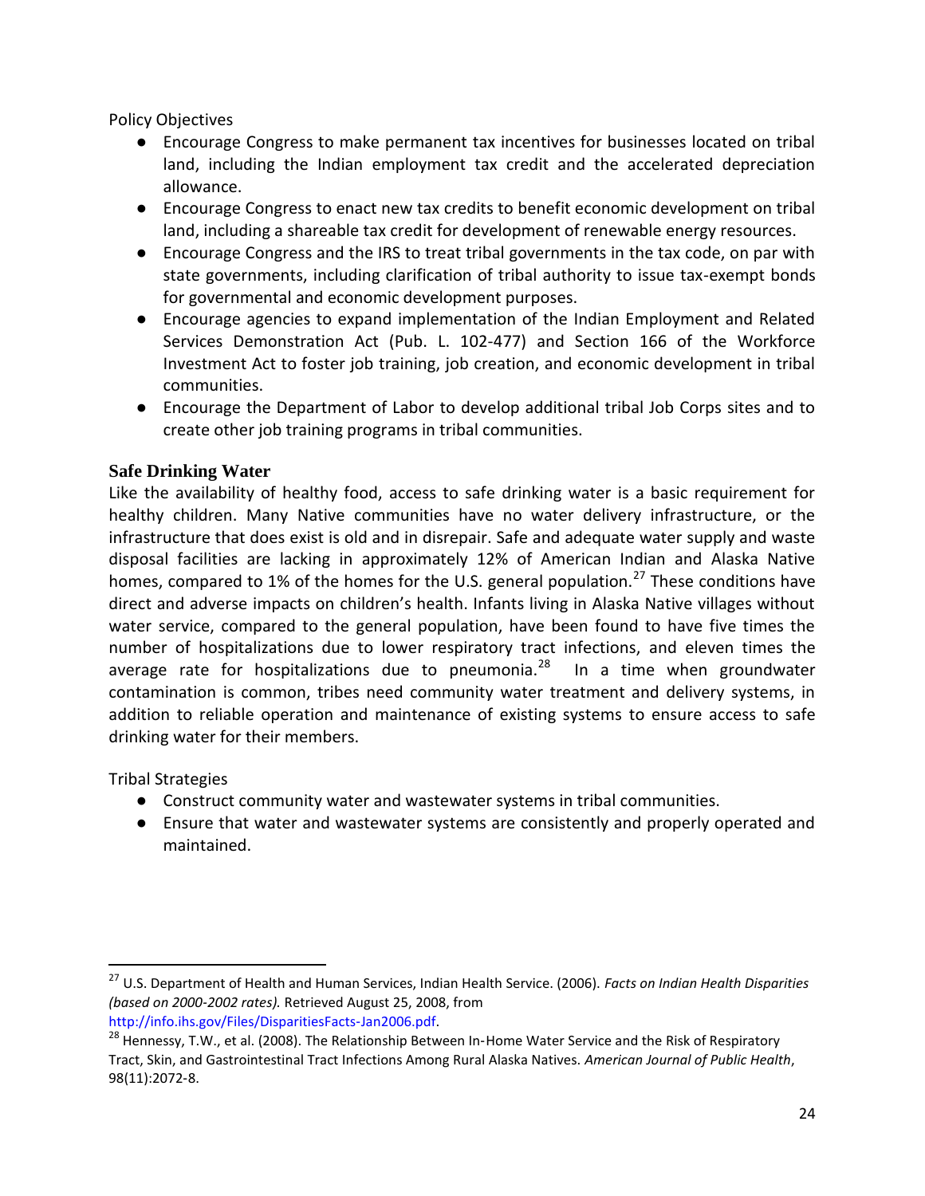Policy Objectives

- Encourage Congress to make permanent tax incentives for businesses located on tribal land, including the Indian employment tax credit and the accelerated depreciation allowance.
- Encourage Congress to enact new tax credits to benefit economic development on tribal land, including a shareable tax credit for development of renewable energy resources.
- Encourage Congress and the IRS to treat tribal governments in the tax code, on par with state governments, including clarification of tribal authority to issue tax-exempt bonds for governmental and economic development purposes.
- Encourage agencies to expand implementation of the Indian Employment and Related Services Demonstration Act (Pub. L. 102-477) and Section 166 of the Workforce Investment Act to foster job training, job creation, and economic development in tribal communities.
- Encourage the Department of Labor to develop additional tribal Job Corps sites and to create other job training programs in tribal communities.

### Safe Drinking Water

Like the availability of healthy food, access to safe drinking water is a basic requirement for healthy children. Many Native communities have no water delivery infrastructure, or the infrastructure that does exist is old and in disrepair. Safe and adequate water supply and waste disposal facilities are lacking in approximately 12% of American Indian and Alaska Native homes, compared to 1% of the homes for the U.S. general population.[27] These conditions have direct and adverse impacts on children's health. Infants living in Alaska Native villages without water service, compared to the general population, have been found to have five times the number of hospitalizations due to lower respiratory tract infections, and eleven times the average rate for hospitalizations due to pneumonia.[28] In a time when groundwater contamination is common, tribes need community water treatment and delivery systems, in addition to reliable operation and maintenance of existing systems to ensure access to safe drinking water for their members.

Tribal Strategies

- Construct community water and wastewater systems in tribal communities.
- Ensure that water and wastewater systems are consistently and properly operated and maintained.

---

[27] U.S. Department of Health and Human Services, Indian Health Service. (2006). *Facts on Indian Health Disparities (based on 2000-2002 rates).* Retrieved August 25, 2008, from http://info.ihs.gov/Files/DisparitiesFacts-Jan2006.pdf.

[28] Hennessy, T.W., et al. (2008). The Relationship Between In-Home Water Service and the Risk of Respiratory Tract, Skin, and Gastrointestinal Tract Infections Among Rural Alaska Natives. *American Journal of Public Health*, 98(11):2072-8.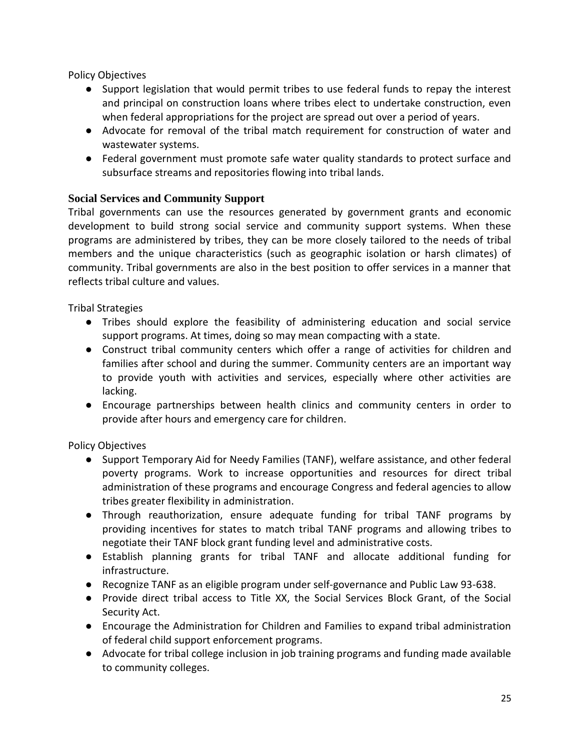Policy Objectives

- Support legislation that would permit tribes to use federal funds to repay the interest and principal on construction loans where tribes elect to undertake construction, even when federal appropriations for the project are spread out over a period of years.
- Advocate for removal of the tribal match requirement for construction of water and wastewater systems.
- Federal government must promote safe water quality standards to protect surface and subsurface streams and repositories flowing into tribal lands.

### Social Services and Community Support

Tribal governments can use the resources generated by government grants and economic development to build strong social service and community support systems. When these programs are administered by tribes, they can be more closely tailored to the needs of tribal members and the unique characteristics (such as geographic isolation or harsh climates) of community. Tribal governments are also in the best position to offer services in a manner that reflects tribal culture and values.

Tribal Strategies

- Tribes should explore the feasibility of administering education and social service support programs. At times, doing so may mean compacting with a state.
- Construct tribal community centers which offer a range of activities for children and families after school and during the summer. Community centers are an important way to provide youth with activities and services, especially where other activities are lacking.
- Encourage partnerships between health clinics and community centers in order to provide after hours and emergency care for children.

Policy Objectives

- Support Temporary Aid for Needy Families (TANF), welfare assistance, and other federal poverty programs. Work to increase opportunities and resources for direct tribal administration of these programs and encourage Congress and federal agencies to allow tribes greater flexibility in administration.
- Through reauthorization, ensure adequate funding for tribal TANF programs by providing incentives for states to match tribal TANF programs and allowing tribes to negotiate their TANF block grant funding level and administrative costs.
- Establish planning grants for tribal TANF and allocate additional funding for infrastructure.
- Recognize TANF as an eligible program under self-governance and Public Law 93-638.
- Provide direct tribal access to Title XX, the Social Services Block Grant, of the Social Security Act.
- Encourage the Administration for Children and Families to expand tribal administration of federal child support enforcement programs.
- Advocate for tribal college inclusion in job training programs and funding made available to community colleges.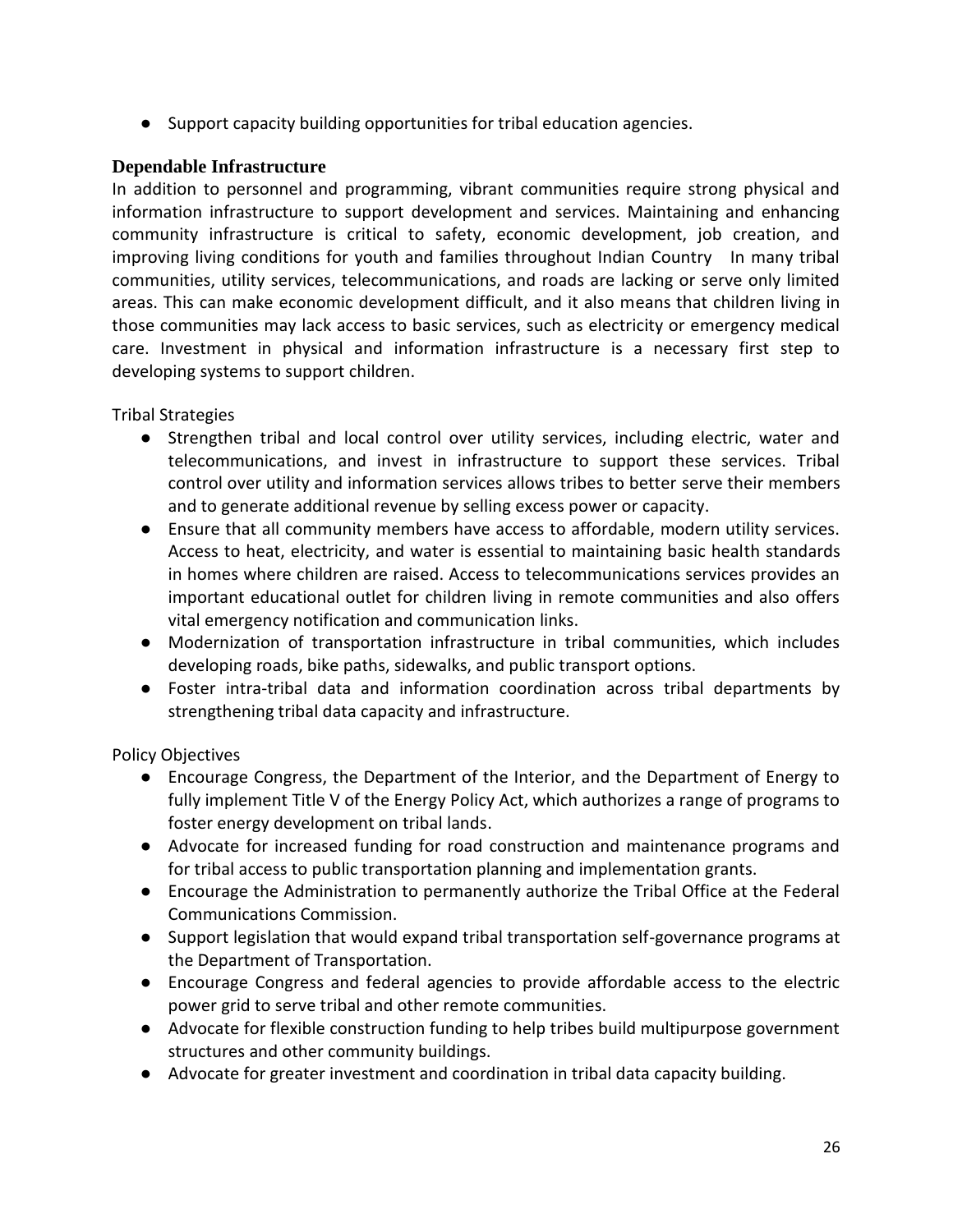- Support capacity building opportunities for tribal education agencies.

### Dependable Infrastructure

In addition to personnel and programming, vibrant communities require strong physical and information infrastructure to support development and services. Maintaining and enhancing community infrastructure is critical to safety, economic development, job creation, and improving living conditions for youth and families throughout Indian Country  In many tribal communities, utility services, telecommunications, and roads are lacking or serve only limited areas. This can make economic development difficult, and it also means that children living in those communities may lack access to basic services, such as electricity or emergency medical care. Investment in physical and information infrastructure is a necessary first step to developing systems to support children.

Tribal Strategies

- Strengthen tribal and local control over utility services, including electric, water and telecommunications, and invest in infrastructure to support these services. Tribal control over utility and information services allows tribes to better serve their members and to generate additional revenue by selling excess power or capacity.
- Ensure that all community members have access to affordable, modern utility services. Access to heat, electricity, and water is essential to maintaining basic health standards in homes where children are raised. Access to telecommunications services provides an important educational outlet for children living in remote communities and also offers vital emergency notification and communication links.
- Modernization of transportation infrastructure in tribal communities, which includes developing roads, bike paths, sidewalks, and public transport options.
- Foster intra-tribal data and information coordination across tribal departments by strengthening tribal data capacity and infrastructure.

Policy Objectives

- Encourage Congress, the Department of the Interior, and the Department of Energy to fully implement Title V of the Energy Policy Act, which authorizes a range of programs to foster energy development on tribal lands.
- Advocate for increased funding for road construction and maintenance programs and for tribal access to public transportation planning and implementation grants.
- Encourage the Administration to permanently authorize the Tribal Office at the Federal Communications Commission.
- Support legislation that would expand tribal transportation self-governance programs at the Department of Transportation.
- Encourage Congress and federal agencies to provide affordable access to the electric power grid to serve tribal and other remote communities.
- Advocate for flexible construction funding to help tribes build multipurpose government structures and other community buildings.
- Advocate for greater investment and coordination in tribal data capacity building.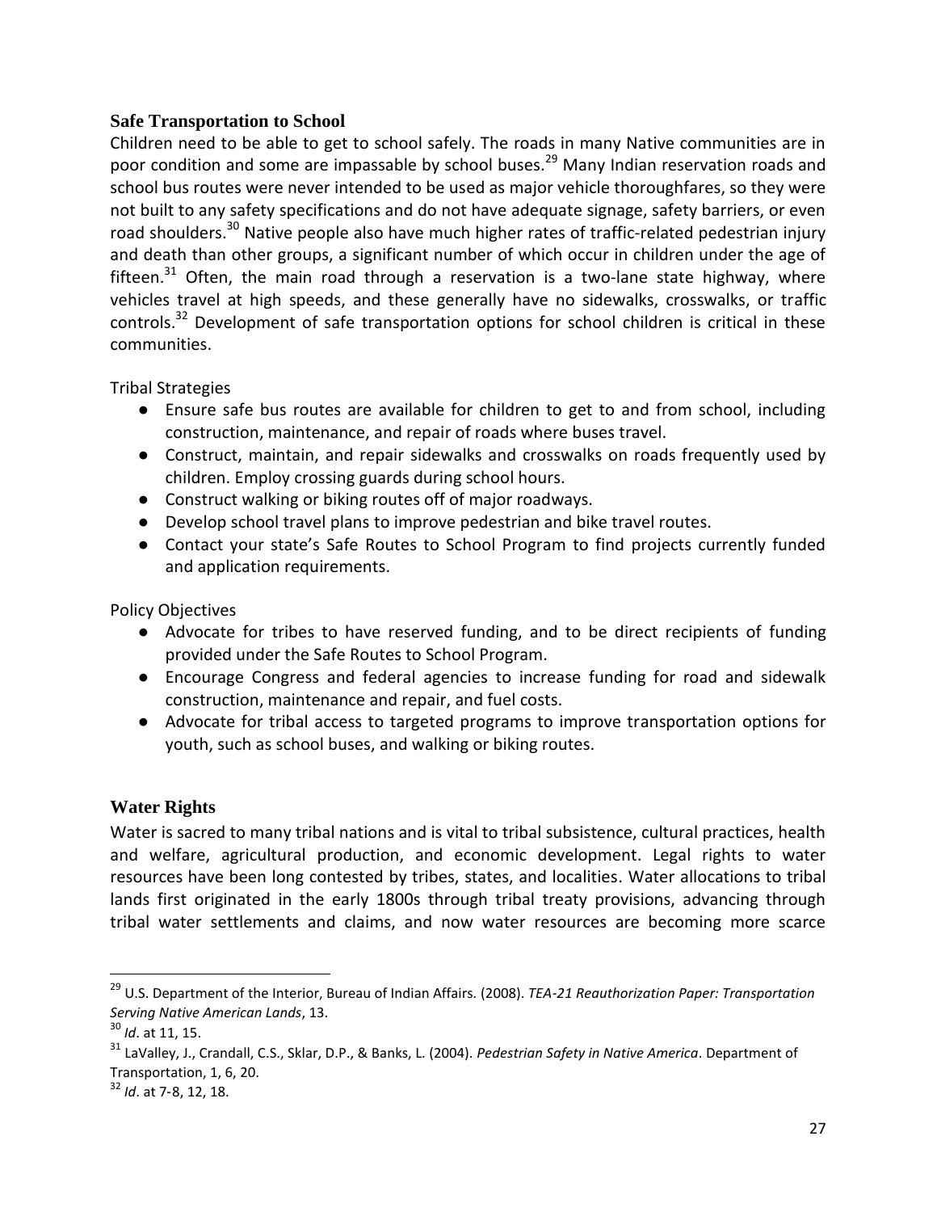## Safe Transportation to School

Children need to be able to get to school safely. The roads in many Native communities are in poor condition and some are impassable by school buses.[29] Many Indian reservation roads and school bus routes were never intended to be used as major vehicle thoroughfares, so they were not built to any safety specifications and do not have adequate signage, safety barriers, or even road shoulders.[30] Native people also have much higher rates of traffic-related pedestrian injury and death than other groups, a significant number of which occur in children under the age of fifteen.[31] Often, the main road through a reservation is a two-lane state highway, where vehicles travel at high speeds, and these generally have no sidewalks, crosswalks, or traffic controls.[32] Development of safe transportation options for school children is critical in these communities.

Tribal Strategies

- Ensure safe bus routes are available for children to get to and from school, including construction, maintenance, and repair of roads where buses travel.
- Construct, maintain, and repair sidewalks and crosswalks on roads frequently used by children. Employ crossing guards during school hours.
- Construct walking or biking routes off of major roadways.
- Develop school travel plans to improve pedestrian and bike travel routes.
- Contact your state's Safe Routes to School Program to find projects currently funded and application requirements.

Policy Objectives

- Advocate for tribes to have reserved funding, and to be direct recipients of funding provided under the Safe Routes to School Program.
- Encourage Congress and federal agencies to increase funding for road and sidewalk construction, maintenance and repair, and fuel costs.
- Advocate for tribal access to targeted programs to improve transportation options for youth, such as school buses, and walking or biking routes.

## Water Rights

Water is sacred to many tribal nations and is vital to tribal subsistence, cultural practices, health and welfare, agricultural production, and economic development. Legal rights to water resources have been long contested by tribes, states, and localities. Water allocations to tribal lands first originated in the early 1800s through tribal treaty provisions, advancing through tribal water settlements and claims, and now water resources are becoming more scarce

---

[29] U.S. Department of the Interior, Bureau of Indian Affairs. (2008). *TEA-21 Reauthorization Paper: Transportation Serving Native American Lands*, 13.

[30] *Id*. at 11, 15.

[31] LaValley, J., Crandall, C.S., Sklar, D.P., & Banks, L. (2004). *Pedestrian Safety in Native America*. Department of Transportation, 1, 6, 20.

[32] *Id*. at 7-8, 12, 18.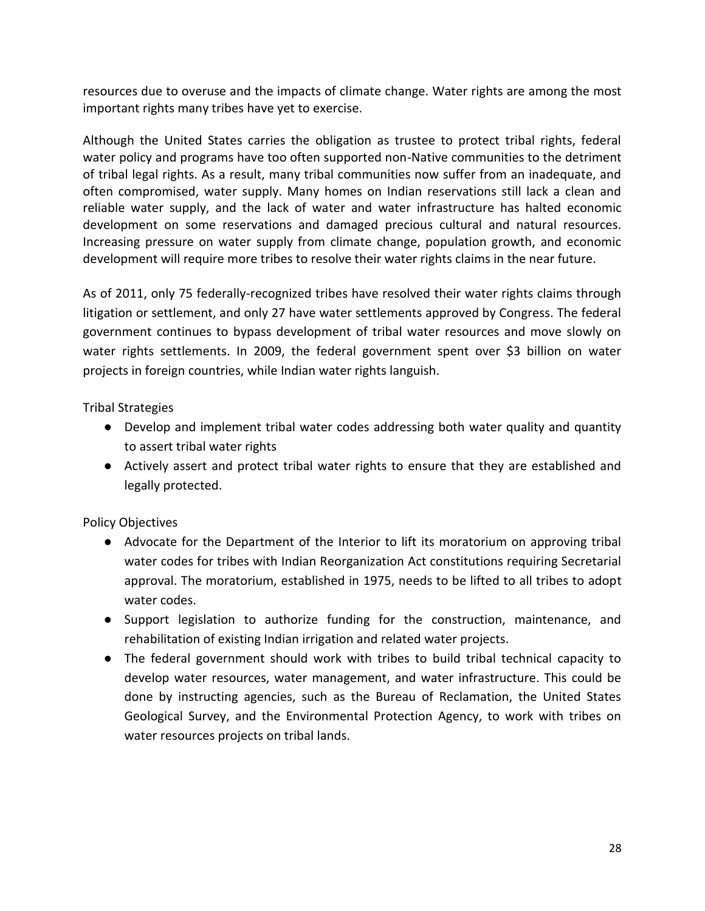resources due to overuse and the impacts of climate change. Water rights are among the most important rights many tribes have yet to exercise.

Although the United States carries the obligation as trustee to protect tribal rights, federal water policy and programs have too often supported non-Native communities to the detriment of tribal legal rights. As a result, many tribal communities now suffer from an inadequate, and often compromised, water supply. Many homes on Indian reservations still lack a clean and reliable water supply, and the lack of water and water infrastructure has halted economic development on some reservations and damaged precious cultural and natural resources. Increasing pressure on water supply from climate change, population growth, and economic development will require more tribes to resolve their water rights claims in the near future.

As of 2011, only 75 federally-recognized tribes have resolved their water rights claims through litigation or settlement, and only 27 have water settlements approved by Congress. The federal government continues to bypass development of tribal water resources and move slowly on water rights settlements. In 2009, the federal government spent over $3 billion on water projects in foreign countries, while Indian water rights languish.

Tribal Strategies

- Develop and implement tribal water codes addressing both water quality and quantity to assert tribal water rights
- Actively assert and protect tribal water rights to ensure that they are established and legally protected.

Policy Objectives

- Advocate for the Department of the Interior to lift its moratorium on approving tribal water codes for tribes with Indian Reorganization Act constitutions requiring Secretarial approval. The moratorium, established in 1975, needs to be lifted to all tribes to adopt water codes.
- Support legislation to authorize funding for the construction, maintenance, and rehabilitation of existing Indian irrigation and related water projects.
- The federal government should work with tribes to build tribal technical capacity to develop water resources, water management, and water infrastructure. This could be done by instructing agencies, such as the Bureau of Reclamation, the United States Geological Survey, and the Environmental Protection Agency, to work with tribes on water resources projects on tribal lands.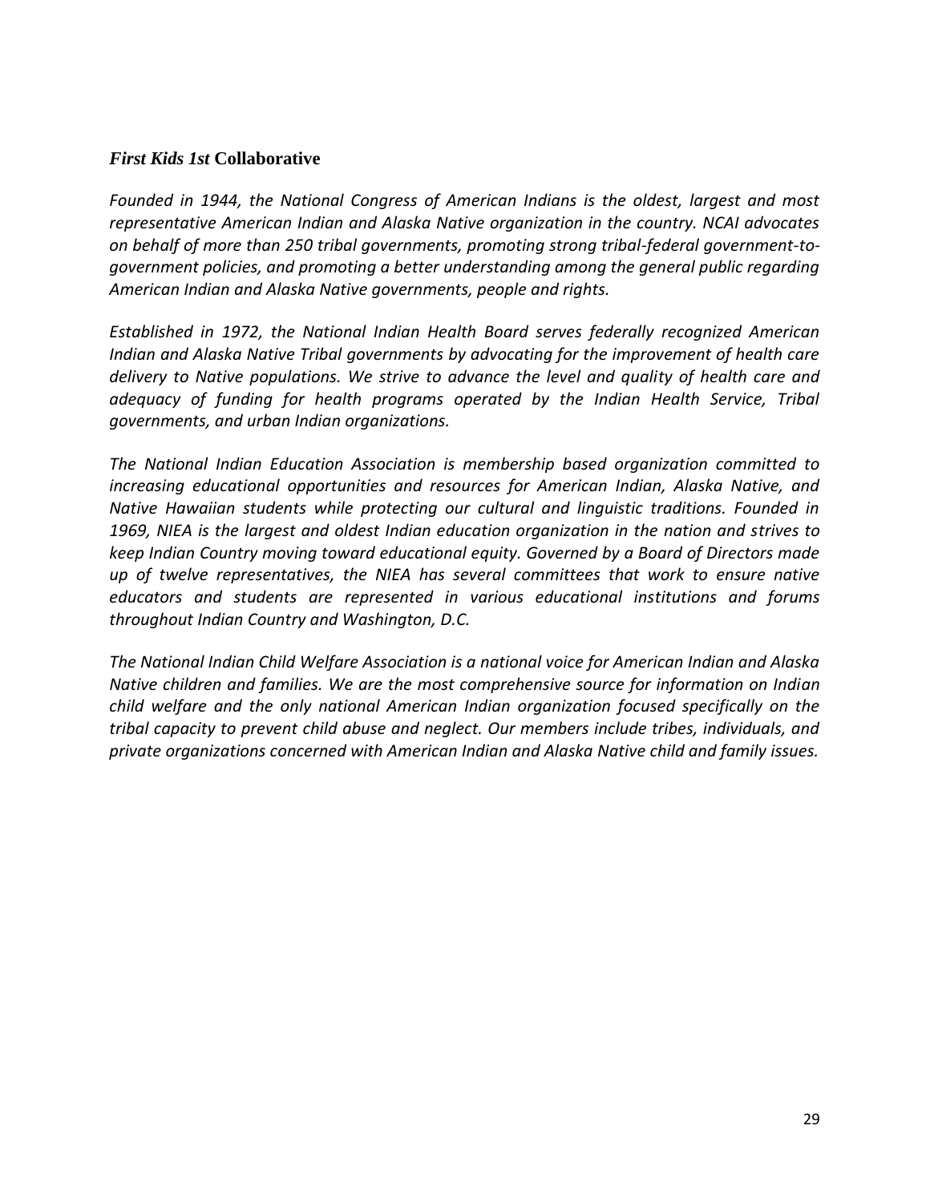### *First Kids 1st* Collaborative

*Founded in 1944, the National Congress of American Indians is the oldest, largest and most representative American Indian and Alaska Native organization in the country. NCAI advocates on behalf of more than 250 tribal governments, promoting strong tribal-federal government-to-government policies, and promoting a better understanding among the general public regarding American Indian and Alaska Native governments, people and rights.*

*Established in 1972, the National Indian Health Board serves federally recognized American Indian and Alaska Native Tribal governments by advocating for the improvement of health care delivery to Native populations. We strive to advance the level and quality of health care and adequacy of funding for health programs operated by the Indian Health Service, Tribal governments, and urban Indian organizations.*

*The National Indian Education Association is membership based organization committed to increasing educational opportunities and resources for American Indian, Alaska Native, and Native Hawaiian students while protecting our cultural and linguistic traditions. Founded in 1969, NIEA is the largest and oldest Indian education organization in the nation and strives to keep Indian Country moving toward educational equity. Governed by a Board of Directors made up of twelve representatives, the NIEA has several committees that work to ensure native educators and students are represented in various educational institutions and forums throughout Indian Country and Washington, D.C.*

*The National Indian Child Welfare Association is a national voice for American Indian and Alaska Native children and families. We are the most comprehensive source for information on Indian child welfare and the only national American Indian organization focused specifically on the tribal capacity to prevent child abuse and neglect. Our members include tribes, individuals, and private organizations concerned with American Indian and Alaska Native child and family issues.*